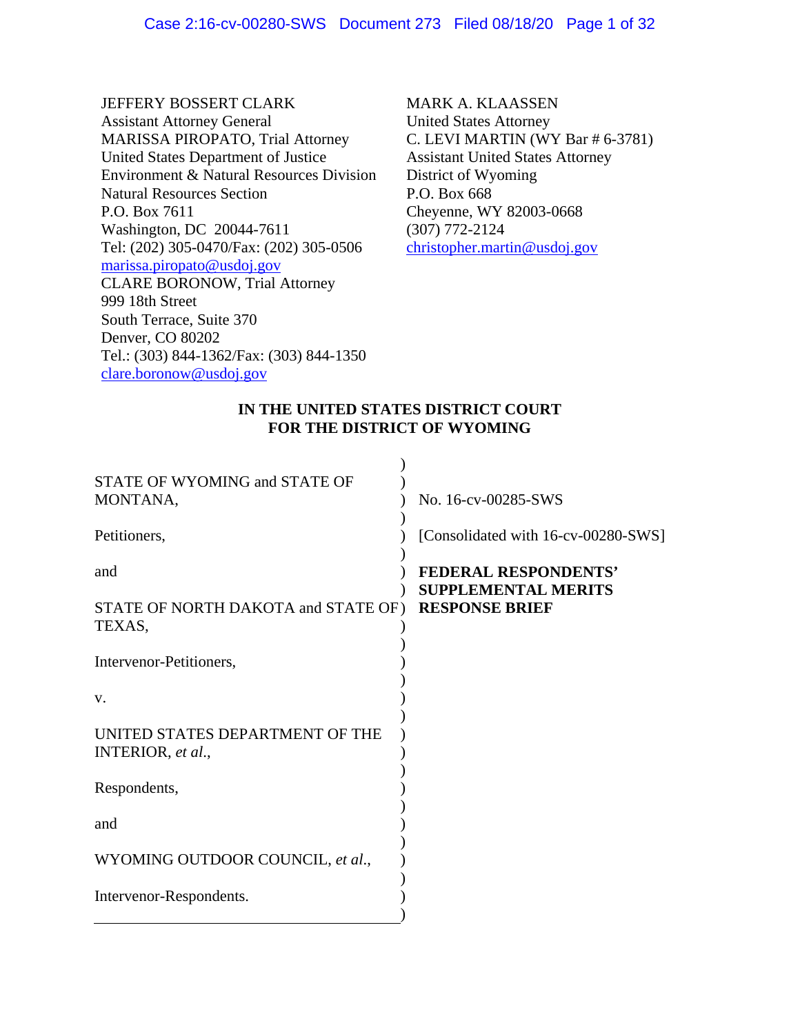JEFFERY BOSSERT CLARK
Assistant Attorney General
MARISSA PIROPATO, Trial Attorney
United States Department of Justice
Environment & Natural Resources Division
Natural Resources Section
P.O. Box 7611
Washington, DC 20044-7611
Tel: (202) 305-0470/Fax: (202) 305-0506
marissa.piropato@usdoj.gov
CLARE BORONOW, Trial Attorney
999 18th Street
South Terrace, Suite 370
Denver, CO 80202
Tel.: (303) 844-1362/Fax: (303) 844-1350
clare.boronow@usdoj.gov

MARK A. KLAASSEN
United States Attorney
C. LEVI MARTIN (WY Bar # 6-3781)
Assistant United States Attorney
District of Wyoming
P.O. Box 668
Cheyenne, WY 82003-0668
(307) 772-2124
christopher.martin@usdoj.gov

**IN THE UNITED STATES DISTRICT COURT**
**FOR THE DISTRICT OF WYOMING**

| | |
|---|---|
| STATE OF WYOMING and STATE OF MONTANA,<br><br>Petitioners,<br><br>and<br><br>STATE OF NORTH DAKOTA and STATE OF TEXAS,<br><br>Intervenor-Petitioners,<br><br>v.<br><br>UNITED STATES DEPARTMENT OF THE INTERIOR, *et al.*,<br><br>Respondents,<br><br>and<br><br>WYOMING OUTDOOR COUNCIL, *et al.*,<br><br>Intervenor-Respondents. | No. 16-cv-00285-SWS<br><br>[Consolidated with 16-cv-00280-SWS]<br><br>**FEDERAL RESPONDENTS' SUPPLEMENTAL MERITS RESPONSE BRIEF** |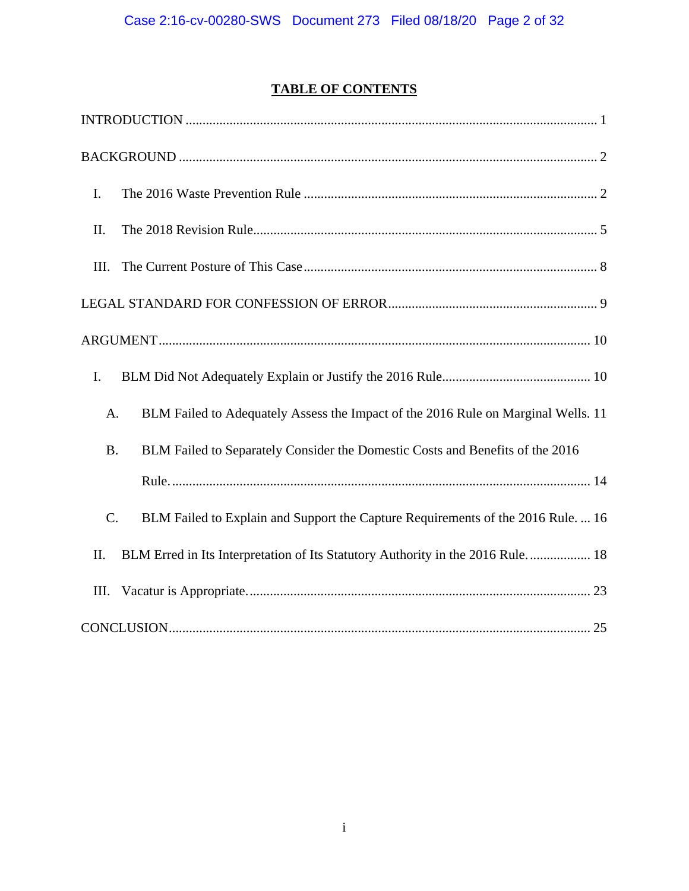# TABLE OF CONTENTS

INTRODUCTION ........................................................................................................................ 1

BACKGROUND ......................................................................................................................... 2

I. The 2016 Waste Prevention Rule ...................................................................................... 2

II. The 2018 Revision Rule..................................................................................................... 5

III. The Current Posture of This Case ...................................................................................... 8

LEGAL STANDARD FOR CONFESSION OF ERROR............................................................. 9

ARGUMENT............................................................................................................................. 10

I. BLM Did Not Adequately Explain or Justify the 2016 Rule............................................ 10

A. BLM Failed to Adequately Assess the Impact of the 2016 Rule on Marginal Wells. 11

B. BLM Failed to Separately Consider the Domestic Costs and Benefits of the 2016 Rule. .......................................................................................................................... 14

C. BLM Failed to Explain and Support the Capture Requirements of the 2016 Rule. ... 16

II. BLM Erred in Its Interpretation of Its Statutory Authority in the 2016 Rule. .................. 18

III. Vacatur is Appropriate.................................................................................................... 23

CONCLUSION........................................................................................................................... 25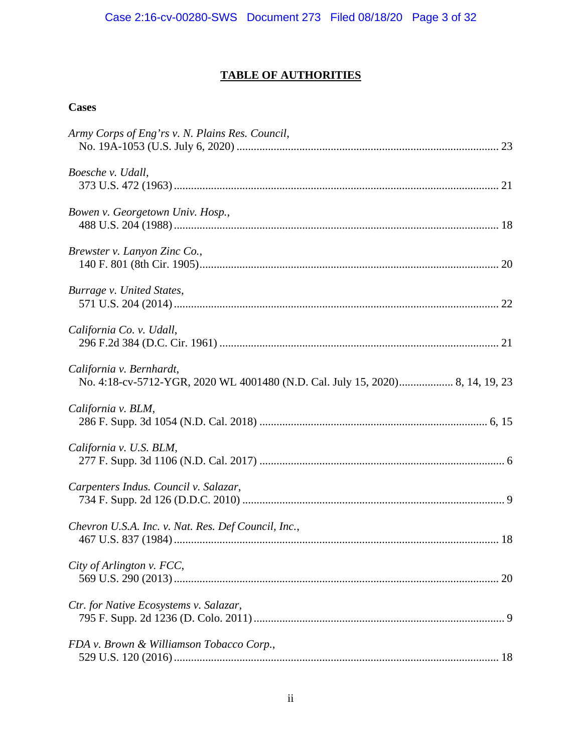## TABLE OF AUTHORITIES

### Cases

*Army Corps of Eng'rs v. N. Plains Res. Council*,
No. 19A-1053 (U.S. July 6, 2020) ........................................................................................... 23

*Boesche v. Udall*,
373 U.S. 472 (1963) ................................................................................................................. 21

*Bowen v. Georgetown Univ. Hosp.*,
488 U.S. 204 (1988) ................................................................................................................. 18

*Brewster v. Lanyon Zinc Co.*,
140 F. 801 (8th Cir. 1905) ......................................................................................................... 20

*Burrage v. United States*,
571 U.S. 204 (2014) ................................................................................................................. 22

*California Co. v. Udall*,
296 F.2d 384 (D.C. Cir. 1961) ................................................................................................. 21

*California v. Bernhardt*,
No. 4:18-cv-5712-YGR, 2020 WL 4001480 (N.D. Cal. July 15, 2020) .................. 8, 14, 19, 23

*California v. BLM*,
286 F. Supp. 3d 1054 (N.D. Cal. 2018) ............................................................................... 6, 15

*California v. U.S. BLM*,
277 F. Supp. 3d 1106 (N.D. Cal. 2017) ..................................................................................... 6

*Carpenters Indus. Council v. Salazar*,
734 F. Supp. 2d 126 (D.D.C. 2010) ........................................................................................... 9

*Chevron U.S.A. Inc. v. Nat. Res. Def Council, Inc.*,
467 U.S. 837 (1984) ................................................................................................................. 18

*City of Arlington v. FCC*,
569 U.S. 290 (2013) ................................................................................................................. 20

*Ctr. for Native Ecosystems v. Salazar*,
795 F. Supp. 2d 1236 (D. Colo. 2011) ....................................................................................... 9

*FDA v. Brown & Williamson Tobacco Corp.*,
529 U.S. 120 (2016) ................................................................................................................. 18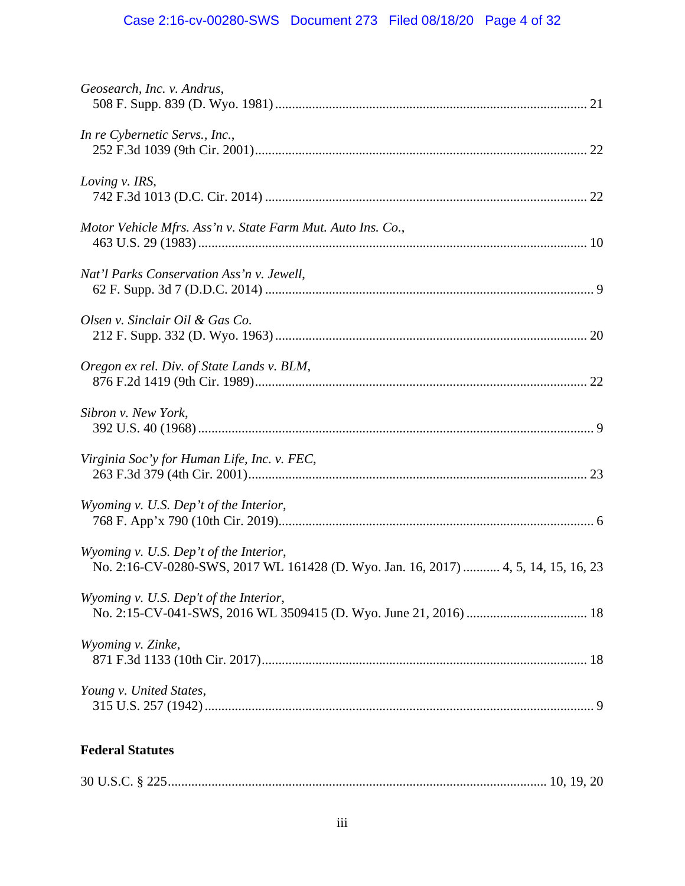*Geosearch, Inc. v. Andrus*,
508 F. Supp. 839 (D. Wyo. 1981) ............................................................................................ 21

*In re Cybernetic Servs., Inc.*,
252 F.3d 1039 (9th Cir. 2001).................................................................................................. 22

*Loving v. IRS*,
742 F.3d 1013 (D.C. Cir. 2014) ............................................................................................... 22

*Motor Vehicle Mfrs. Ass'n v. State Farm Mut. Auto Ins. Co.*,
463 U.S. 29 (1983) ................................................................................................................... 10

*Nat'l Parks Conservation Ass'n v. Jewell*,
62 F. Supp. 3d 7 (D.D.C. 2014) ................................................................................................. 9

*Olsen v. Sinclair Oil & Gas Co.*
212 F. Supp. 332 (D. Wyo. 1963) ............................................................................................ 20

*Oregon ex rel. Div. of State Lands v. BLM*,
876 F.2d 1419 (9th Cir. 1989).................................................................................................. 22

*Sibron v. New York*,
392 U.S. 40 (1968) ..................................................................................................................... 9

*Virginia Soc'y for Human Life, Inc. v. FEC*,
263 F.3d 379 (4th Cir. 2001).................................................................................................... 23

*Wyoming v. U.S. Dep't of the Interior*,
768 F. App'x 790 (10th Cir. 2019)............................................................................................. 6

*Wyoming v. U.S. Dep't of the Interior*,
No. 2:16-CV-0280-SWS, 2017 WL 161428 (D. Wyo. Jan. 16, 2017) ........... 4, 5, 14, 15, 16, 23

*Wyoming v. U.S. Dep't of the Interior*,
No. 2:15-CV-041-SWS, 2016 WL 3509415 (D. Wyo. June 21, 2016) .................................... 18

*Wyoming v. Zinke*,
871 F.3d 1133 (10th Cir. 2017)................................................................................................ 18

*Young v. United States*,
315 U.S. 257 (1942) ................................................................................................................... 9

**Federal Statutes**

30 U.S.C. § 225................................................................................................................ 10, 19, 20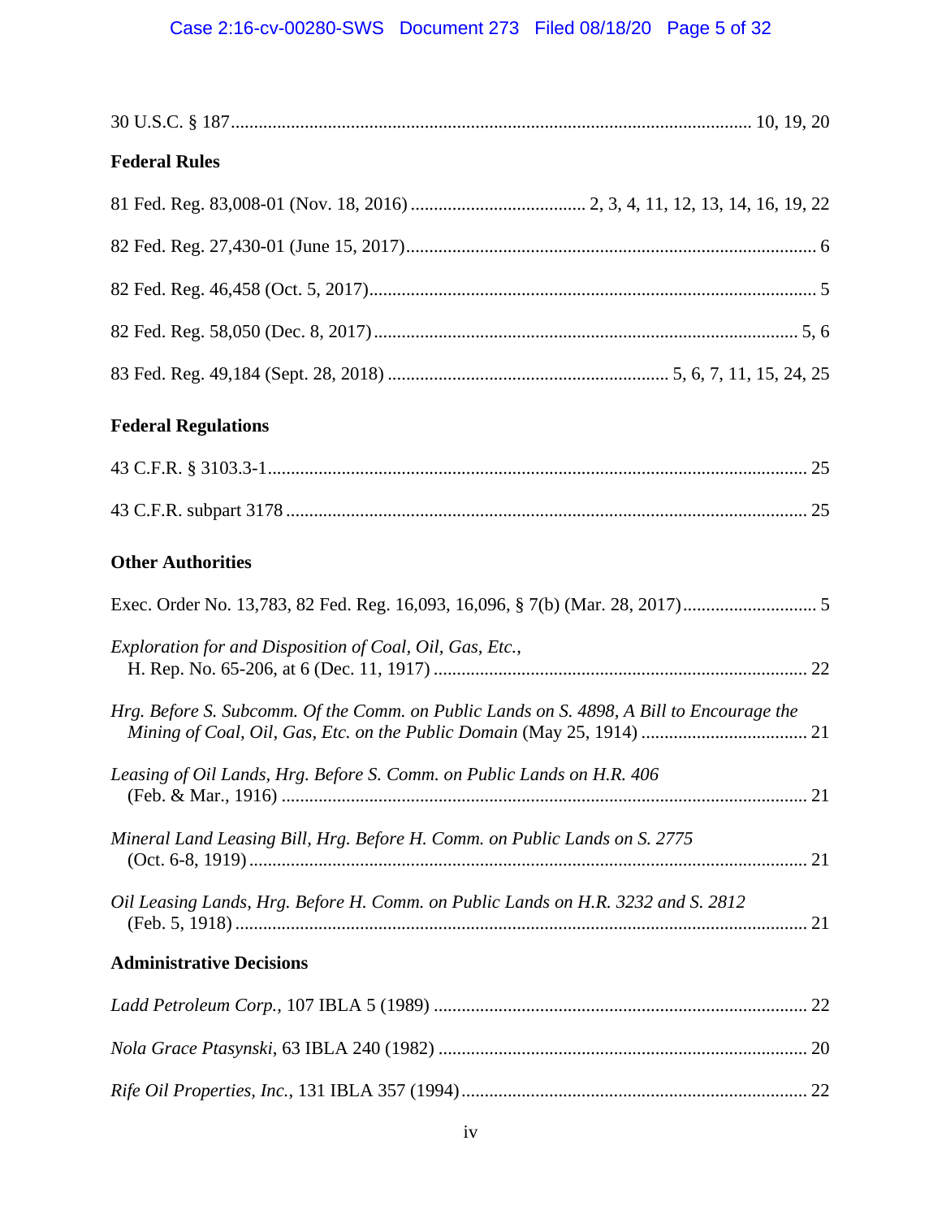30 U.S.C. § 187 ........................................................................................................ 10, 19, 20

**Federal Rules**

81 Fed. Reg. 83,008-01 (Nov. 18, 2016) ...................................... 2, 3, 4, 11, 12, 13, 14, 16, 19, 22

82 Fed. Reg. 27,430-01 (June 15, 2017)........................................................................................ 6

82 Fed. Reg. 46,458 (Oct. 5, 2017)................................................................................................ 5

82 Fed. Reg. 58,050 (Dec. 8, 2017) .......................................................................................... 5, 6

83 Fed. Reg. 49,184 (Sept. 28, 2018) ............................................................ 5, 6, 7, 11, 15, 24, 25

**Federal Regulations**

43 C.F.R. § 3103.3-1.................................................................................................................... 25

43 C.F.R. subpart 3178 ................................................................................................................ 25

**Other Authorities**

Exec. Order No. 13,783, 82 Fed. Reg. 16,093, 16,096, § 7(b) (Mar. 28, 2017)............................. 5

*Exploration for and Disposition of Coal, Oil, Gas, Etc.*,
H. Rep. No. 65-206, at 6 (Dec. 11, 1917) ................................................................................ 22

*Hrg. Before S. Subcomm. Of the Comm. on Public Lands on S. 4898, A Bill to Encourage the Mining of Coal, Oil, Gas, Etc. on the Public Domain* (May 25, 1914) .................................... 21

*Leasing of Oil Lands, Hrg. Before S. Comm. on Public Lands on H.R. 406*
(Feb. & Mar., 1916) ................................................................................................................. 21

*Mineral Land Leasing Bill, Hrg. Before H. Comm. on Public Lands on S. 2775*
(Oct. 6-8, 1919) ........................................................................................................................ 21

*Oil Leasing Lands, Hrg. Before H. Comm. on Public Lands on H.R. 3232 and S. 2812*
(Feb. 5, 1918) ........................................................................................................................... 21

**Administrative Decisions**

*Ladd Petroleum Corp.*, 107 IBLA 5 (1989) ................................................................................. 22

*Nola Grace Ptasynski*, 63 IBLA 240 (1982) ................................................................................ 20

*Rife Oil Properties, Inc.*, 131 IBLA 357 (1994) ........................................................................... 22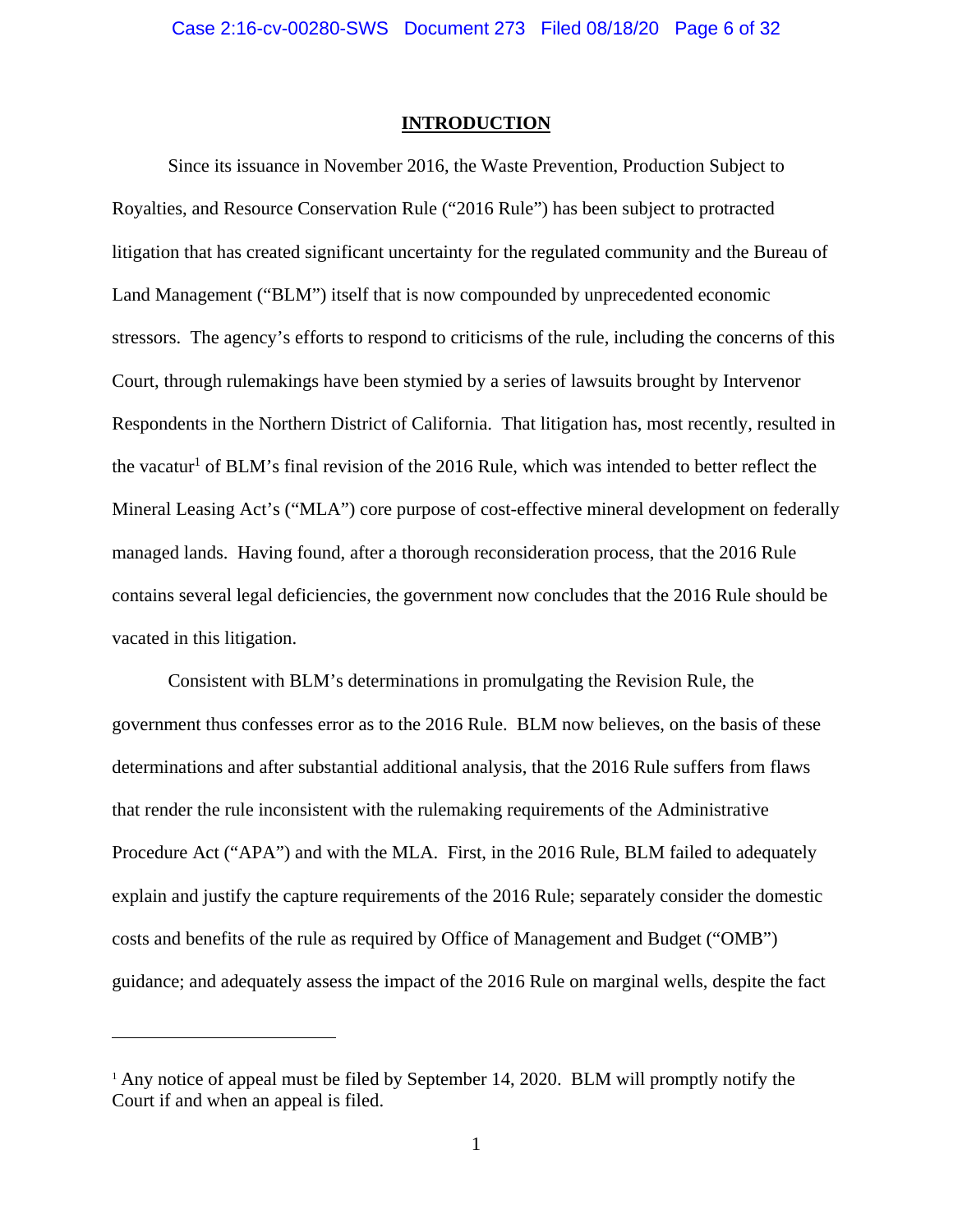## INTRODUCTION

Since its issuance in November 2016, the Waste Prevention, Production Subject to Royalties, and Resource Conservation Rule ("2016 Rule") has been subject to protracted litigation that has created significant uncertainty for the regulated community and the Bureau of Land Management ("BLM") itself that is now compounded by unprecedented economic stressors. The agency's efforts to respond to criticisms of the rule, including the concerns of this Court, through rulemakings have been stymied by a series of lawsuits brought by Intervenor Respondents in the Northern District of California. That litigation has, most recently, resulted in the vacatur[1] of BLM's final revision of the 2016 Rule, which was intended to better reflect the Mineral Leasing Act's ("MLA") core purpose of cost-effective mineral development on federally managed lands. Having found, after a thorough reconsideration process, that the 2016 Rule contains several legal deficiencies, the government now concludes that the 2016 Rule should be vacated in this litigation.

Consistent with BLM's determinations in promulgating the Revision Rule, the government thus confesses error as to the 2016 Rule. BLM now believes, on the basis of these determinations and after substantial additional analysis, that the 2016 Rule suffers from flaws that render the rule inconsistent with the rulemaking requirements of the Administrative Procedure Act ("APA") and with the MLA. First, in the 2016 Rule, BLM failed to adequately explain and justify the capture requirements of the 2016 Rule; separately consider the domestic costs and benefits of the rule as required by Office of Management and Budget ("OMB") guidance; and adequately assess the impact of the 2016 Rule on marginal wells, despite the fact

---

[1] Any notice of appeal must be filed by September 14, 2020. BLM will promptly notify the Court if and when an appeal is filed.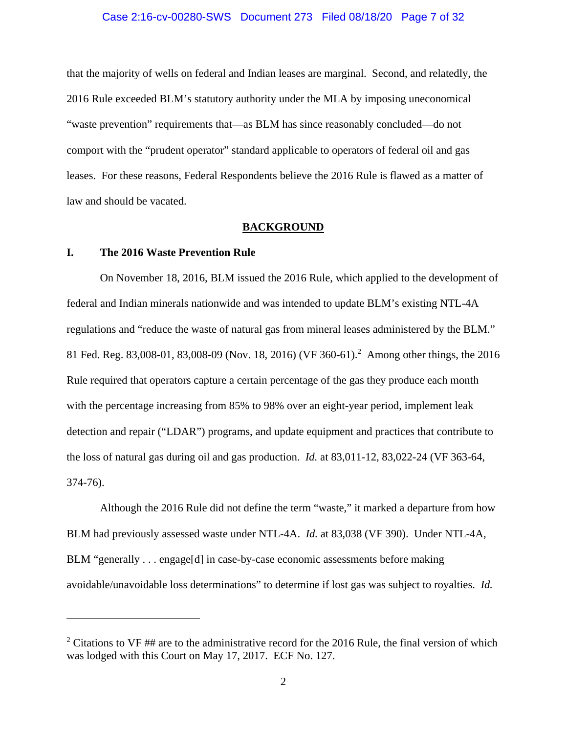that the majority of wells on federal and Indian leases are marginal. Second, and relatedly, the 2016 Rule exceeded BLM's statutory authority under the MLA by imposing uneconomical "waste prevention" requirements that—as BLM has since reasonably concluded—do not comport with the "prudent operator" standard applicable to operators of federal oil and gas leases. For these reasons, Federal Respondents believe the 2016 Rule is flawed as a matter of law and should be vacated.

## BACKGROUND

### I. The 2016 Waste Prevention Rule

On November 18, 2016, BLM issued the 2016 Rule, which applied to the development of federal and Indian minerals nationwide and was intended to update BLM's existing NTL-4A regulations and "reduce the waste of natural gas from mineral leases administered by the BLM." 81 Fed. Reg. 83,008-01, 83,008-09 (Nov. 18, 2016) (VF 360-61).[2] Among other things, the 2016 Rule required that operators capture a certain percentage of the gas they produce each month with the percentage increasing from 85% to 98% over an eight-year period, implement leak detection and repair ("LDAR") programs, and update equipment and practices that contribute to the loss of natural gas during oil and gas production. *Id.* at 83,011-12, 83,022-24 (VF 363-64, 374-76).

Although the 2016 Rule did not define the term "waste," it marked a departure from how BLM had previously assessed waste under NTL-4A. *Id.* at 83,038 (VF 390). Under NTL-4A, BLM "generally . . . engage[d] in case-by-case economic assessments before making avoidable/unavoidable loss determinations" to determine if lost gas was subject to royalties. *Id.*

---

[2] Citations to VF ## are to the administrative record for the 2016 Rule, the final version of which was lodged with this Court on May 17, 2017. ECF No. 127.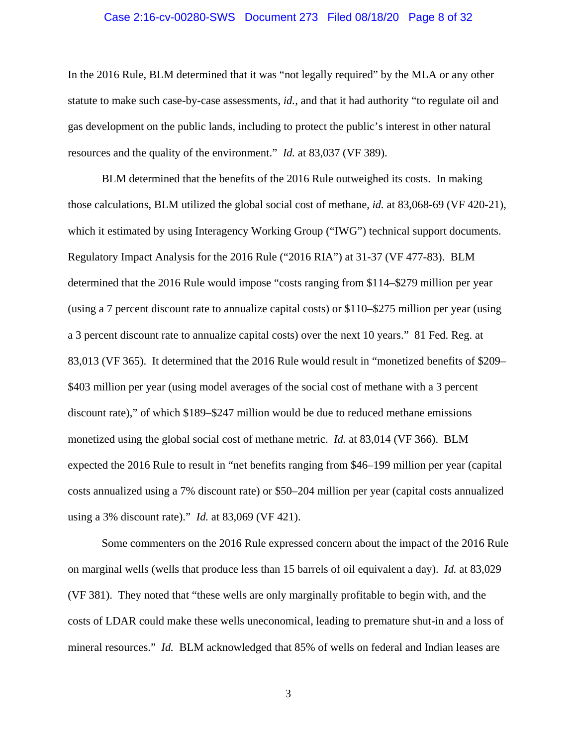In the 2016 Rule, BLM determined that it was "not legally required" by the MLA or any other statute to make such case-by-case assessments, *id.*, and that it had authority "to regulate oil and gas development on the public lands, including to protect the public's interest in other natural resources and the quality of the environment." *Id.* at 83,037 (VF 389).

BLM determined that the benefits of the 2016 Rule outweighed its costs. In making those calculations, BLM utilized the global social cost of methane, *id.* at 83,068-69 (VF 420-21), which it estimated by using Interagency Working Group ("IWG") technical support documents. Regulatory Impact Analysis for the 2016 Rule ("2016 RIA") at 31-37 (VF 477-83). BLM determined that the 2016 Rule would impose "costs ranging from $114–$279 million per year (using a 7 percent discount rate to annualize capital costs) or $110–$275 million per year (using a 3 percent discount rate to annualize capital costs) over the next 10 years." 81 Fed. Reg. at 83,013 (VF 365). It determined that the 2016 Rule would result in "monetized benefits of $209–$403 million per year (using model averages of the social cost of methane with a 3 percent discount rate)," of which $189–$247 million would be due to reduced methane emissions monetized using the global social cost of methane metric. *Id.* at 83,014 (VF 366). BLM expected the 2016 Rule to result in "net benefits ranging from $46–199 million per year (capital costs annualized using a 7% discount rate) or $50–204 million per year (capital costs annualized using a 3% discount rate)." *Id.* at 83,069 (VF 421).

Some commenters on the 2016 Rule expressed concern about the impact of the 2016 Rule on marginal wells (wells that produce less than 15 barrels of oil equivalent a day). *Id.* at 83,029 (VF 381). They noted that "these wells are only marginally profitable to begin with, and the costs of LDAR could make these wells uneconomical, leading to premature shut-in and a loss of mineral resources." *Id.* BLM acknowledged that 85% of wells on federal and Indian leases are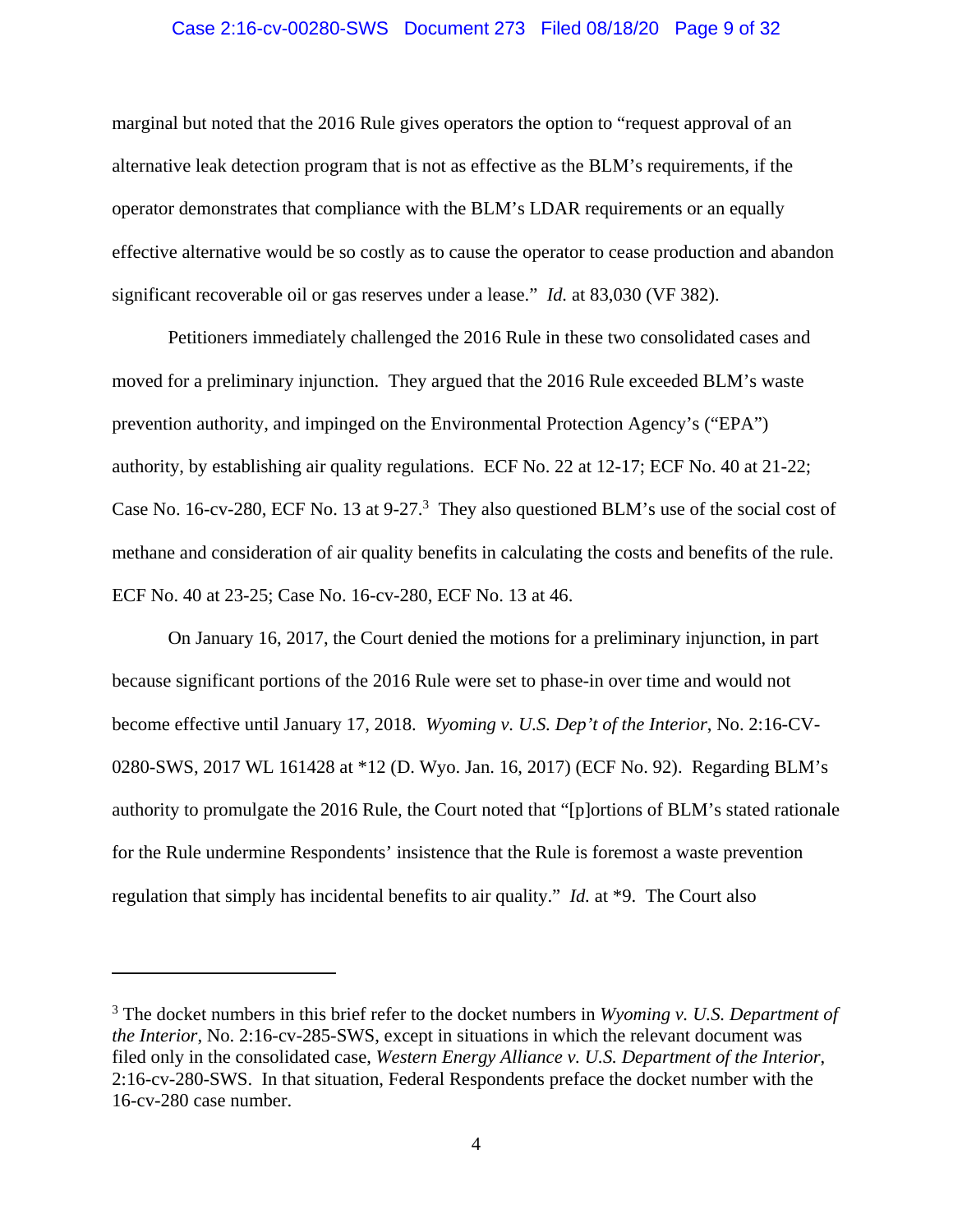marginal but noted that the 2016 Rule gives operators the option to "request approval of an alternative leak detection program that is not as effective as the BLM's requirements, if the operator demonstrates that compliance with the BLM's LDAR requirements or an equally effective alternative would be so costly as to cause the operator to cease production and abandon significant recoverable oil or gas reserves under a lease." *Id.* at 83,030 (VF 382).

Petitioners immediately challenged the 2016 Rule in these two consolidated cases and moved for a preliminary injunction. They argued that the 2016 Rule exceeded BLM's waste prevention authority, and impinged on the Environmental Protection Agency's ("EPA") authority, by establishing air quality regulations. ECF No. 22 at 12-17; ECF No. 40 at 21-22; Case No. 16-cv-280, ECF No. 13 at 9-27.[3] They also questioned BLM's use of the social cost of methane and consideration of air quality benefits in calculating the costs and benefits of the rule. ECF No. 40 at 23-25; Case No. 16-cv-280, ECF No. 13 at 46.

On January 16, 2017, the Court denied the motions for a preliminary injunction, in part because significant portions of the 2016 Rule were set to phase-in over time and would not become effective until January 17, 2018. *Wyoming v. U.S. Dep't of the Interior*, No. 2:16-CV-0280-SWS, 2017 WL 161428 at *12 (D. Wyo. Jan. 16, 2017) (ECF No. 92). Regarding BLM's authority to promulgate the 2016 Rule, the Court noted that "[p]ortions of BLM's stated rationale for the Rule undermine Respondents' insistence that the Rule is foremost a waste prevention regulation that simply has incidental benefits to air quality." *Id.* at *9. The Court also

---

[3] The docket numbers in this brief refer to the docket numbers in *Wyoming v. U.S. Department of the Interior*, No. 2:16-cv-285-SWS, except in situations in which the relevant document was filed only in the consolidated case, *Western Energy Alliance v. U.S. Department of the Interior*, 2:16-cv-280-SWS. In that situation, Federal Respondents preface the docket number with the 16-cv-280 case number.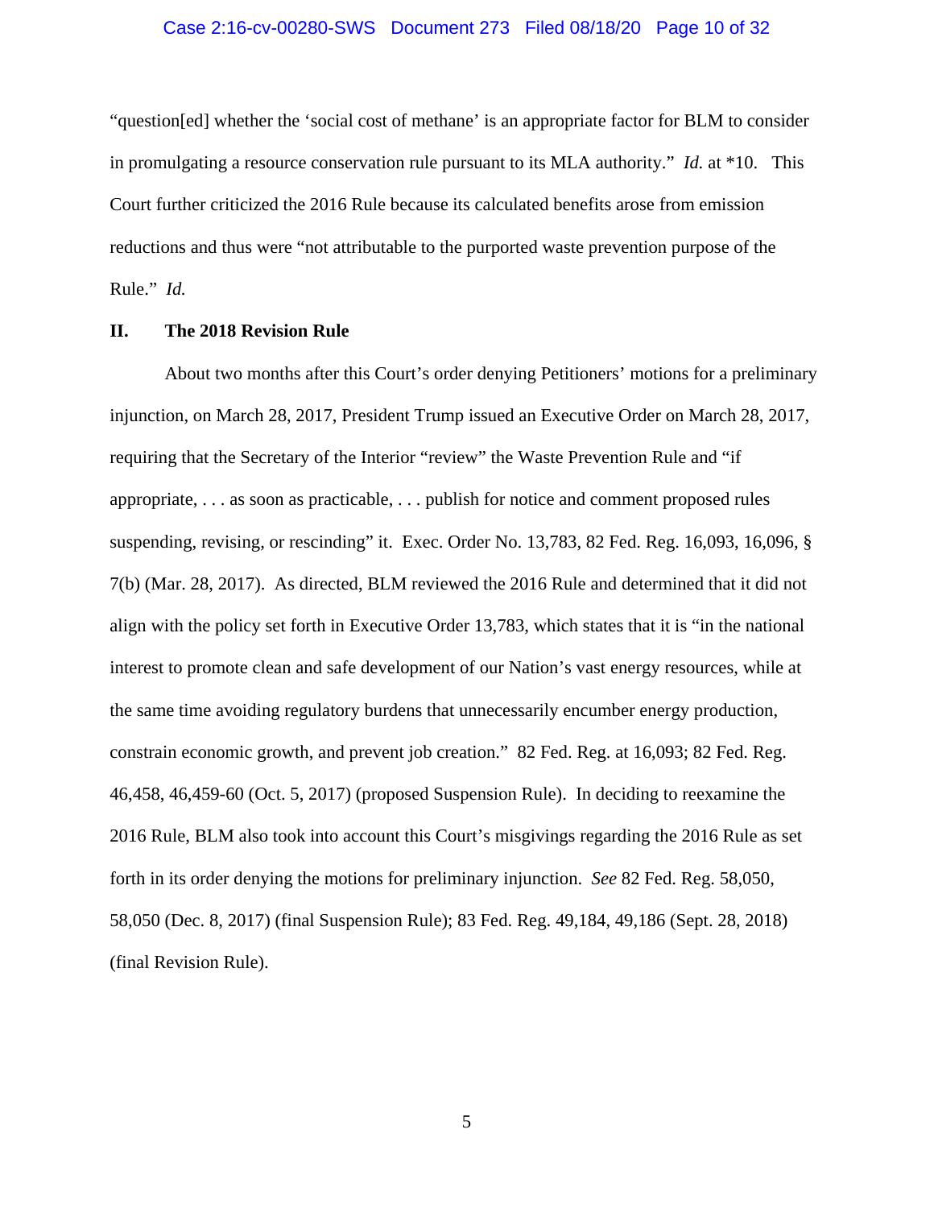"question[ed] whether the 'social cost of methane' is an appropriate factor for BLM to consider in promulgating a resource conservation rule pursuant to its MLA authority." *Id.* at *10. This Court further criticized the 2016 Rule because its calculated benefits arose from emission reductions and thus were "not attributable to the purported waste prevention purpose of the Rule." *Id.*

## II. The 2018 Revision Rule

About two months after this Court's order denying Petitioners' motions for a preliminary injunction, on March 28, 2017, President Trump issued an Executive Order on March 28, 2017, requiring that the Secretary of the Interior "review" the Waste Prevention Rule and "if appropriate, . . . as soon as practicable, . . . publish for notice and comment proposed rules suspending, revising, or rescinding" it. Exec. Order No. 13,783, 82 Fed. Reg. 16,093, 16,096, § 7(b) (Mar. 28, 2017). As directed, BLM reviewed the 2016 Rule and determined that it did not align with the policy set forth in Executive Order 13,783, which states that it is "in the national interest to promote clean and safe development of our Nation's vast energy resources, while at the same time avoiding regulatory burdens that unnecessarily encumber energy production, constrain economic growth, and prevent job creation." 82 Fed. Reg. at 16,093; 82 Fed. Reg. 46,458, 46,459-60 (Oct. 5, 2017) (proposed Suspension Rule). In deciding to reexamine the 2016 Rule, BLM also took into account this Court's misgivings regarding the 2016 Rule as set forth in its order denying the motions for preliminary injunction. *See* 82 Fed. Reg. 58,050, 58,050 (Dec. 8, 2017) (final Suspension Rule); 83 Fed. Reg. 49,184, 49,186 (Sept. 28, 2018) (final Revision Rule).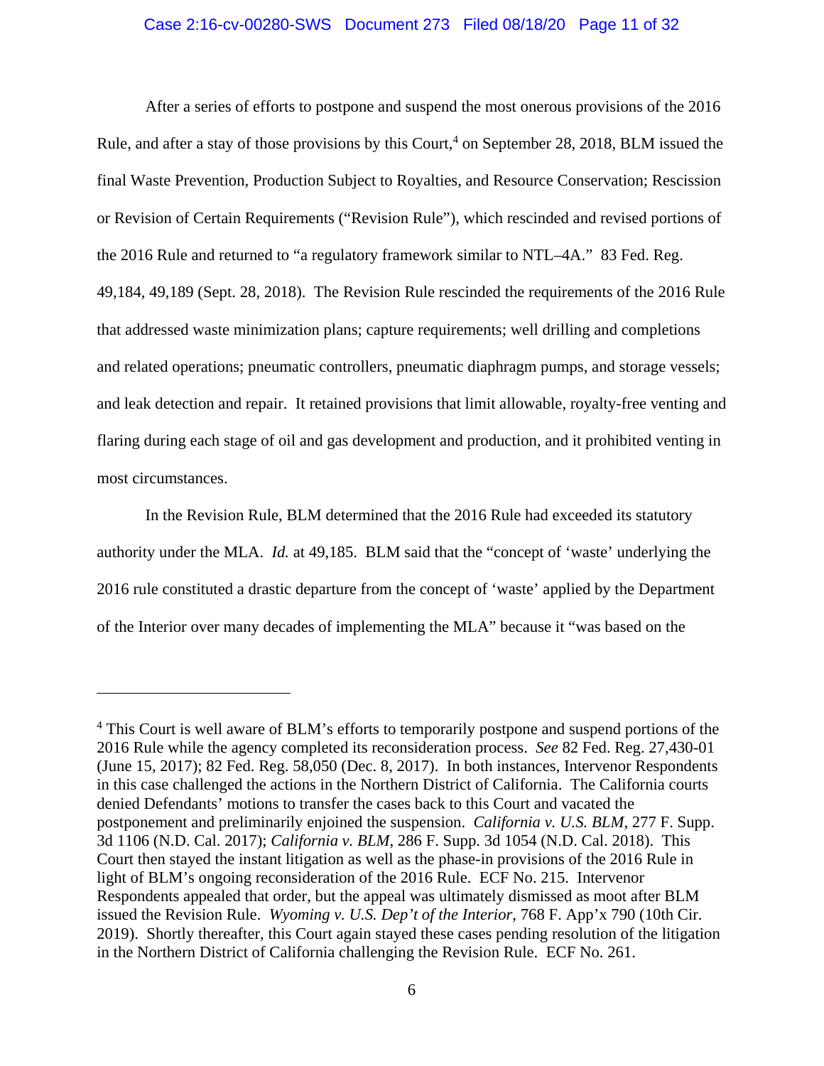After a series of efforts to postpone and suspend the most onerous provisions of the 2016 Rule, and after a stay of those provisions by this Court,[4] on September 28, 2018, BLM issued the final Waste Prevention, Production Subject to Royalties, and Resource Conservation; Rescission or Revision of Certain Requirements ("Revision Rule"), which rescinded and revised portions of the 2016 Rule and returned to "a regulatory framework similar to NTL–4A." 83 Fed. Reg. 49,184, 49,189 (Sept. 28, 2018). The Revision Rule rescinded the requirements of the 2016 Rule that addressed waste minimization plans; capture requirements; well drilling and completions and related operations; pneumatic controllers, pneumatic diaphragm pumps, and storage vessels; and leak detection and repair. It retained provisions that limit allowable, royalty-free venting and flaring during each stage of oil and gas development and production, and it prohibited venting in most circumstances.

In the Revision Rule, BLM determined that the 2016 Rule had exceeded its statutory authority under the MLA. *Id.* at 49,185. BLM said that the "concept of 'waste' underlying the 2016 rule constituted a drastic departure from the concept of 'waste' applied by the Department of the Interior over many decades of implementing the MLA" because it "was based on the

---

[4] This Court is well aware of BLM's efforts to temporarily postpone and suspend portions of the 2016 Rule while the agency completed its reconsideration process. *See* 82 Fed. Reg. 27,430-01 (June 15, 2017); 82 Fed. Reg. 58,050 (Dec. 8, 2017). In both instances, Intervenor Respondents in this case challenged the actions in the Northern District of California. The California courts denied Defendants' motions to transfer the cases back to this Court and vacated the postponement and preliminarily enjoined the suspension. *California v. U.S. BLM*, 277 F. Supp. 3d 1106 (N.D. Cal. 2017); *California v. BLM*, 286 F. Supp. 3d 1054 (N.D. Cal. 2018). This Court then stayed the instant litigation as well as the phase-in provisions of the 2016 Rule in light of BLM's ongoing reconsideration of the 2016 Rule. ECF No. 215. Intervenor Respondents appealed that order, but the appeal was ultimately dismissed as moot after BLM issued the Revision Rule. *Wyoming v. U.S. Dep't of the Interior*, 768 F. App'x 790 (10th Cir. 2019). Shortly thereafter, this Court again stayed these cases pending resolution of the litigation in the Northern District of California challenging the Revision Rule. ECF No. 261.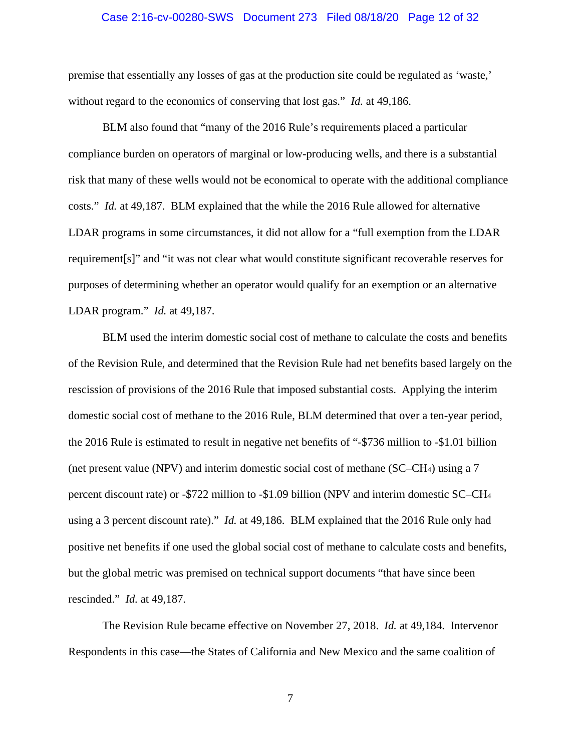premise that essentially any losses of gas at the production site could be regulated as 'waste,' without regard to the economics of conserving that lost gas." *Id.* at 49,186.

BLM also found that "many of the 2016 Rule's requirements placed a particular compliance burden on operators of marginal or low-producing wells, and there is a substantial risk that many of these wells would not be economical to operate with the additional compliance costs." *Id.* at 49,187. BLM explained that the while the 2016 Rule allowed for alternative LDAR programs in some circumstances, it did not allow for a "full exemption from the LDAR requirement[s]" and "it was not clear what would constitute significant recoverable reserves for purposes of determining whether an operator would qualify for an exemption or an alternative LDAR program." *Id.* at 49,187.

BLM used the interim domestic social cost of methane to calculate the costs and benefits of the Revision Rule, and determined that the Revision Rule had net benefits based largely on the rescission of provisions of the 2016 Rule that imposed substantial costs. Applying the interim domestic social cost of methane to the 2016 Rule, BLM determined that over a ten-year period, the 2016 Rule is estimated to result in negative net benefits of "-$736 million to -$1.01 billion (net present value (NPV) and interim domestic social cost of methane (SC–$CH_4$) using a 7 percent discount rate) or -$722 million to -$1.09 billion (NPV and interim domestic SC–$CH_4$ using a 3 percent discount rate)." *Id.* at 49,186. BLM explained that the 2016 Rule only had positive net benefits if one used the global social cost of methane to calculate costs and benefits, but the global metric was premised on technical support documents "that have since been rescinded." *Id.* at 49,187.

The Revision Rule became effective on November 27, 2018. *Id.* at 49,184. Intervenor Respondents in this case—the States of California and New Mexico and the same coalition of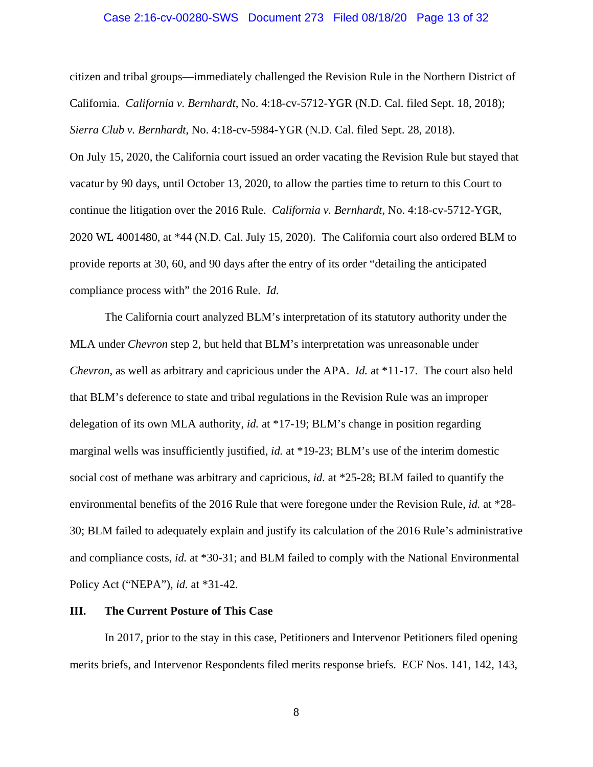citizen and tribal groups—immediately challenged the Revision Rule in the Northern District of California. *California v. Bernhardt*, No. 4:18-cv-5712-YGR (N.D. Cal. filed Sept. 18, 2018); *Sierra Club v. Bernhardt*, No. 4:18-cv-5984-YGR (N.D. Cal. filed Sept. 28, 2018). On July 15, 2020, the California court issued an order vacating the Revision Rule but stayed that vacatur by 90 days, until October 13, 2020, to allow the parties time to return to this Court to continue the litigation over the 2016 Rule. *California v. Bernhardt*, No. 4:18-cv-5712-YGR, 2020 WL 4001480, at *44 (N.D. Cal. July 15, 2020). The California court also ordered BLM to provide reports at 30, 60, and 90 days after the entry of its order "detailing the anticipated compliance process with" the 2016 Rule. *Id.*

The California court analyzed BLM's interpretation of its statutory authority under the MLA under *Chevron* step 2, but held that BLM's interpretation was unreasonable under *Chevron*, as well as arbitrary and capricious under the APA. *Id.* at *11-17. The court also held that BLM's deference to state and tribal regulations in the Revision Rule was an improper delegation of its own MLA authority, *id.* at *17-19; BLM's change in position regarding marginal wells was insufficiently justified, *id.* at *19-23; BLM's use of the interim domestic social cost of methane was arbitrary and capricious, *id.* at *25-28; BLM failed to quantify the environmental benefits of the 2016 Rule that were foregone under the Revision Rule, *id.* at *28-30; BLM failed to adequately explain and justify its calculation of the 2016 Rule's administrative and compliance costs, *id.* at *30-31; and BLM failed to comply with the National Environmental Policy Act ("NEPA"), *id.* at *31-42.

## III. The Current Posture of This Case

In 2017, prior to the stay in this case, Petitioners and Intervenor Petitioners filed opening merits briefs, and Intervenor Respondents filed merits response briefs. ECF Nos. 141, 142, 143,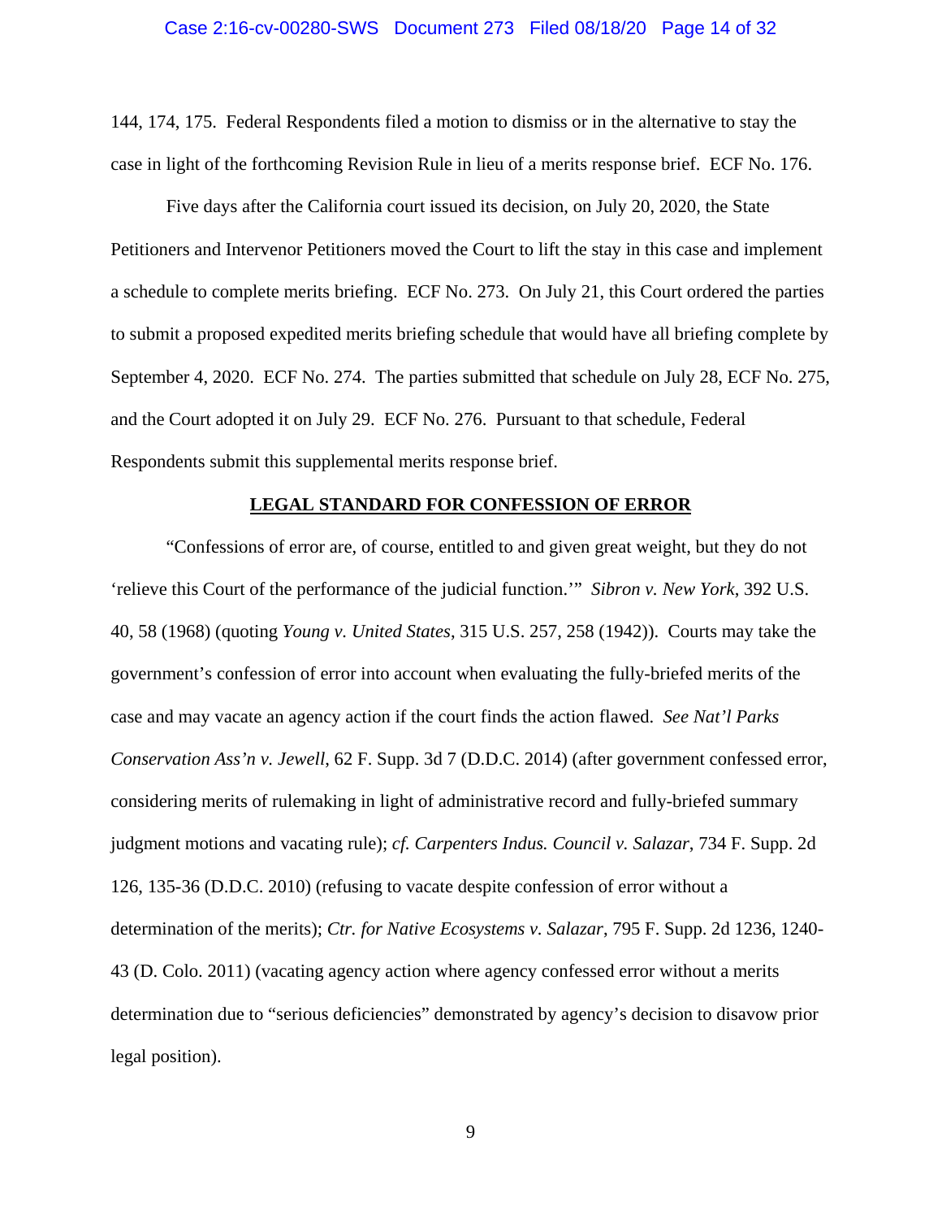144, 174, 175. Federal Respondents filed a motion to dismiss or in the alternative to stay the case in light of the forthcoming Revision Rule in lieu of a merits response brief. ECF No. 176.

Five days after the California court issued its decision, on July 20, 2020, the State Petitioners and Intervenor Petitioners moved the Court to lift the stay in this case and implement a schedule to complete merits briefing. ECF No. 273. On July 21, this Court ordered the parties to submit a proposed expedited merits briefing schedule that would have all briefing complete by September 4, 2020. ECF No. 274. The parties submitted that schedule on July 28, ECF No. 275, and the Court adopted it on July 29. ECF No. 276. Pursuant to that schedule, Federal Respondents submit this supplemental merits response brief.

## LEGAL STANDARD FOR CONFESSION OF ERROR

"Confessions of error are, of course, entitled to and given great weight, but they do not 'relieve this Court of the performance of the judicial function.'" *Sibron v. New York*, 392 U.S. 40, 58 (1968) (quoting *Young v. United States*, 315 U.S. 257, 258 (1942)). Courts may take the government's confession of error into account when evaluating the fully-briefed merits of the case and may vacate an agency action if the court finds the action flawed. *See Nat'l Parks Conservation Ass'n v. Jewell*, 62 F. Supp. 3d 7 (D.D.C. 2014) (after government confessed error, considering merits of rulemaking in light of administrative record and fully-briefed summary judgment motions and vacating rule); *cf. Carpenters Indus. Council v. Salazar*, 734 F. Supp. 2d 126, 135-36 (D.D.C. 2010) (refusing to vacate despite confession of error without a determination of the merits); *Ctr. for Native Ecosystems v. Salazar*, 795 F. Supp. 2d 1236, 1240-43 (D. Colo. 2011) (vacating agency action where agency confessed error without a merits determination due to "serious deficiencies" demonstrated by agency's decision to disavow prior legal position).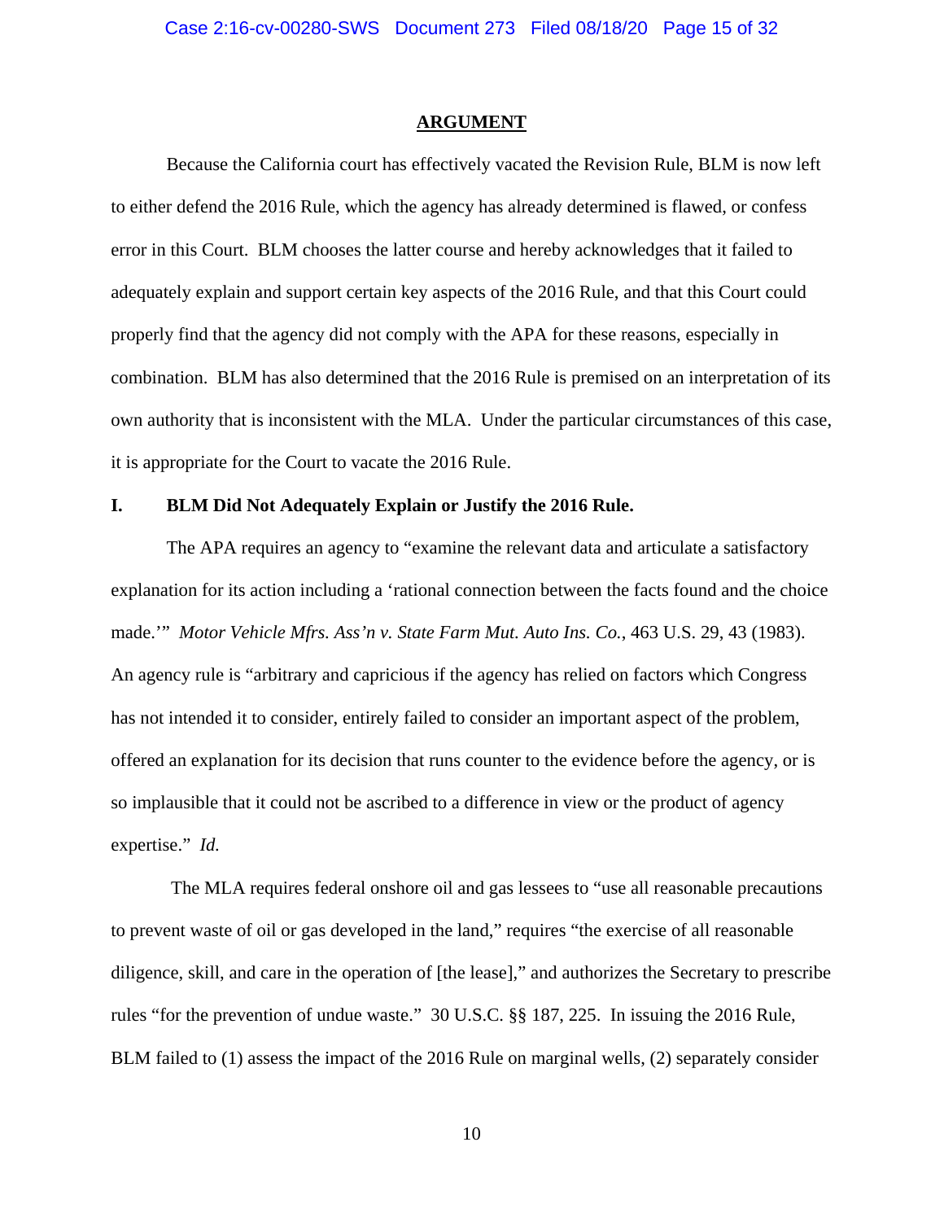## ARGUMENT

Because the California court has effectively vacated the Revision Rule, BLM is now left to either defend the 2016 Rule, which the agency has already determined is flawed, or confess error in this Court. BLM chooses the latter course and hereby acknowledges that it failed to adequately explain and support certain key aspects of the 2016 Rule, and that this Court could properly find that the agency did not comply with the APA for these reasons, especially in combination. BLM has also determined that the 2016 Rule is premised on an interpretation of its own authority that is inconsistent with the MLA. Under the particular circumstances of this case, it is appropriate for the Court to vacate the 2016 Rule.

### I. BLM Did Not Adequately Explain or Justify the 2016 Rule.

The APA requires an agency to "examine the relevant data and articulate a satisfactory explanation for its action including a 'rational connection between the facts found and the choice made.'" *Motor Vehicle Mfrs. Ass'n v. State Farm Mut. Auto Ins. Co.*, 463 U.S. 29, 43 (1983). An agency rule is "arbitrary and capricious if the agency has relied on factors which Congress has not intended it to consider, entirely failed to consider an important aspect of the problem, offered an explanation for its decision that runs counter to the evidence before the agency, or is so implausible that it could not be ascribed to a difference in view or the product of agency expertise." *Id.*

The MLA requires federal onshore oil and gas lessees to "use all reasonable precautions to prevent waste of oil or gas developed in the land," requires "the exercise of all reasonable diligence, skill, and care in the operation of [the lease]," and authorizes the Secretary to prescribe rules "for the prevention of undue waste." 30 U.S.C. §§ 187, 225. In issuing the 2016 Rule, BLM failed to (1) assess the impact of the 2016 Rule on marginal wells, (2) separately consider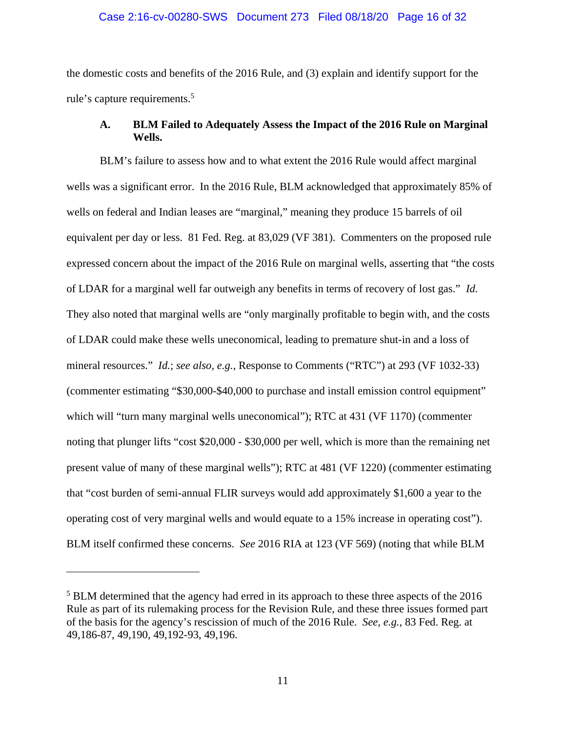the domestic costs and benefits of the 2016 Rule, and (3) explain and identify support for the rule's capture requirements.[5]

### A. BLM Failed to Adequately Assess the Impact of the 2016 Rule on Marginal Wells.

BLM's failure to assess how and to what extent the 2016 Rule would affect marginal wells was a significant error. In the 2016 Rule, BLM acknowledged that approximately 85% of wells on federal and Indian leases are "marginal," meaning they produce 15 barrels of oil equivalent per day or less. 81 Fed. Reg. at 83,029 (VF 381). Commenters on the proposed rule expressed concern about the impact of the 2016 Rule on marginal wells, asserting that "the costs of LDAR for a marginal well far outweigh any benefits in terms of recovery of lost gas." *Id.* They also noted that marginal wells are "only marginally profitable to begin with, and the costs of LDAR could make these wells uneconomical, leading to premature shut-in and a loss of mineral resources." *Id.*; *see also, e.g.*, Response to Comments ("RTC") at 293 (VF 1032-33) (commenter estimating "$30,000-$40,000 to purchase and install emission control equipment" which will "turn many marginal wells uneconomical"); RTC at 431 (VF 1170) (commenter noting that plunger lifts "cost $20,000 - $30,000 per well, which is more than the remaining net present value of many of these marginal wells"); RTC at 481 (VF 1220) (commenter estimating that "cost burden of semi-annual FLIR surveys would add approximately $1,600 a year to the operating cost of very marginal wells and would equate to a 15% increase in operating cost"). BLM itself confirmed these concerns. *See* 2016 RIA at 123 (VF 569) (noting that while BLM

---

[5] BLM determined that the agency had erred in its approach to these three aspects of the 2016 Rule as part of its rulemaking process for the Revision Rule, and these three issues formed part of the basis for the agency's rescission of much of the 2016 Rule. *See, e.g.*, 83 Fed. Reg. at 49,186-87, 49,190, 49,192-93, 49,196.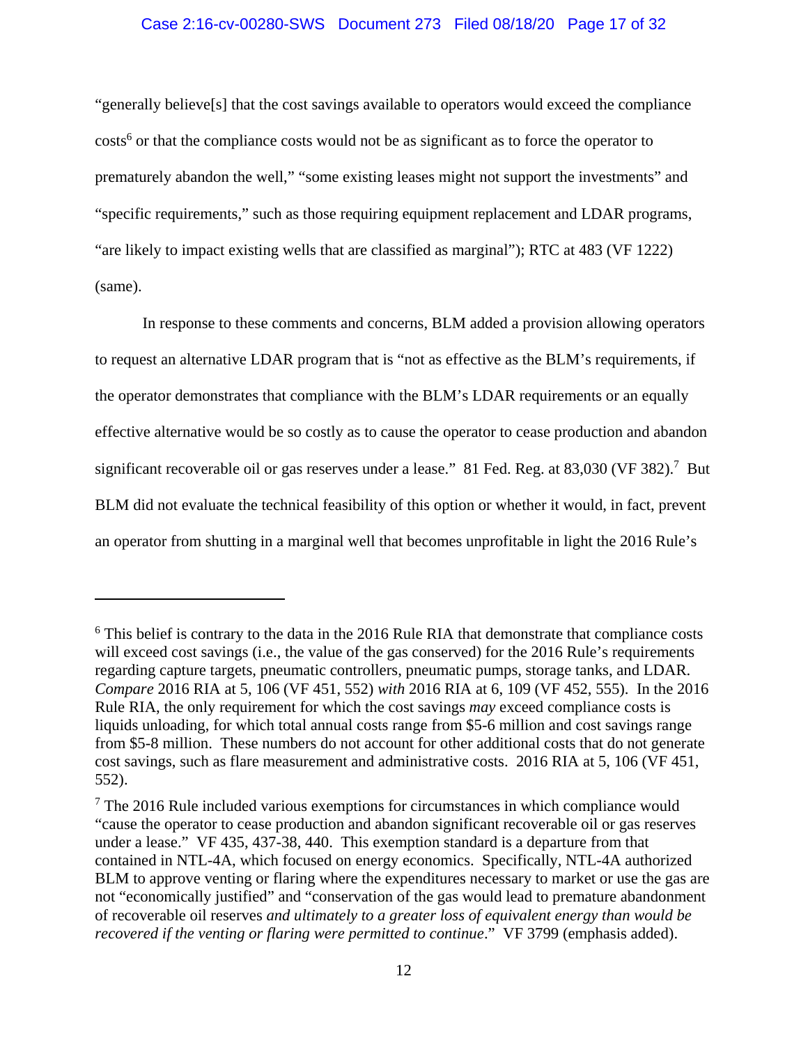"generally believe[s] that the cost savings available to operators would exceed the compliance costs[6] or that the compliance costs would not be as significant as to force the operator to prematurely abandon the well," "some existing leases might not support the investments" and "specific requirements," such as those requiring equipment replacement and LDAR programs, "are likely to impact existing wells that are classified as marginal"); RTC at 483 (VF 1222) (same).

In response to these comments and concerns, BLM added a provision allowing operators to request an alternative LDAR program that is "not as effective as the BLM's requirements, if the operator demonstrates that compliance with the BLM's LDAR requirements or an equally effective alternative would be so costly as to cause the operator to cease production and abandon significant recoverable oil or gas reserves under a lease." 81 Fed. Reg. at 83,030 (VF 382).[7] But BLM did not evaluate the technical feasibility of this option or whether it would, in fact, prevent an operator from shutting in a marginal well that becomes unprofitable in light the 2016 Rule's

---

[6] This belief is contrary to the data in the 2016 Rule RIA that demonstrate that compliance costs will exceed cost savings (i.e., the value of the gas conserved) for the 2016 Rule's requirements regarding capture targets, pneumatic controllers, pneumatic pumps, storage tanks, and LDAR. *Compare* 2016 RIA at 5, 106 (VF 451, 552) *with* 2016 RIA at 6, 109 (VF 452, 555). In the 2016 Rule RIA, the only requirement for which the cost savings *may* exceed compliance costs is liquids unloading, for which total annual costs range from $5-6 million and cost savings range from $5-8 million. These numbers do not account for other additional costs that do not generate cost savings, such as flare measurement and administrative costs. 2016 RIA at 5, 106 (VF 451, 552).

[7] The 2016 Rule included various exemptions for circumstances in which compliance would "cause the operator to cease production and abandon significant recoverable oil or gas reserves under a lease." VF 435, 437-38, 440. This exemption standard is a departure from that contained in NTL-4A, which focused on energy economics. Specifically, NTL-4A authorized BLM to approve venting or flaring where the expenditures necessary to market or use the gas are not "economically justified" and "conservation of the gas would lead to premature abandonment of recoverable oil reserves *and ultimately to a greater loss of equivalent energy than would be recovered if the venting or flaring were permitted to continue*." VF 3799 (emphasis added).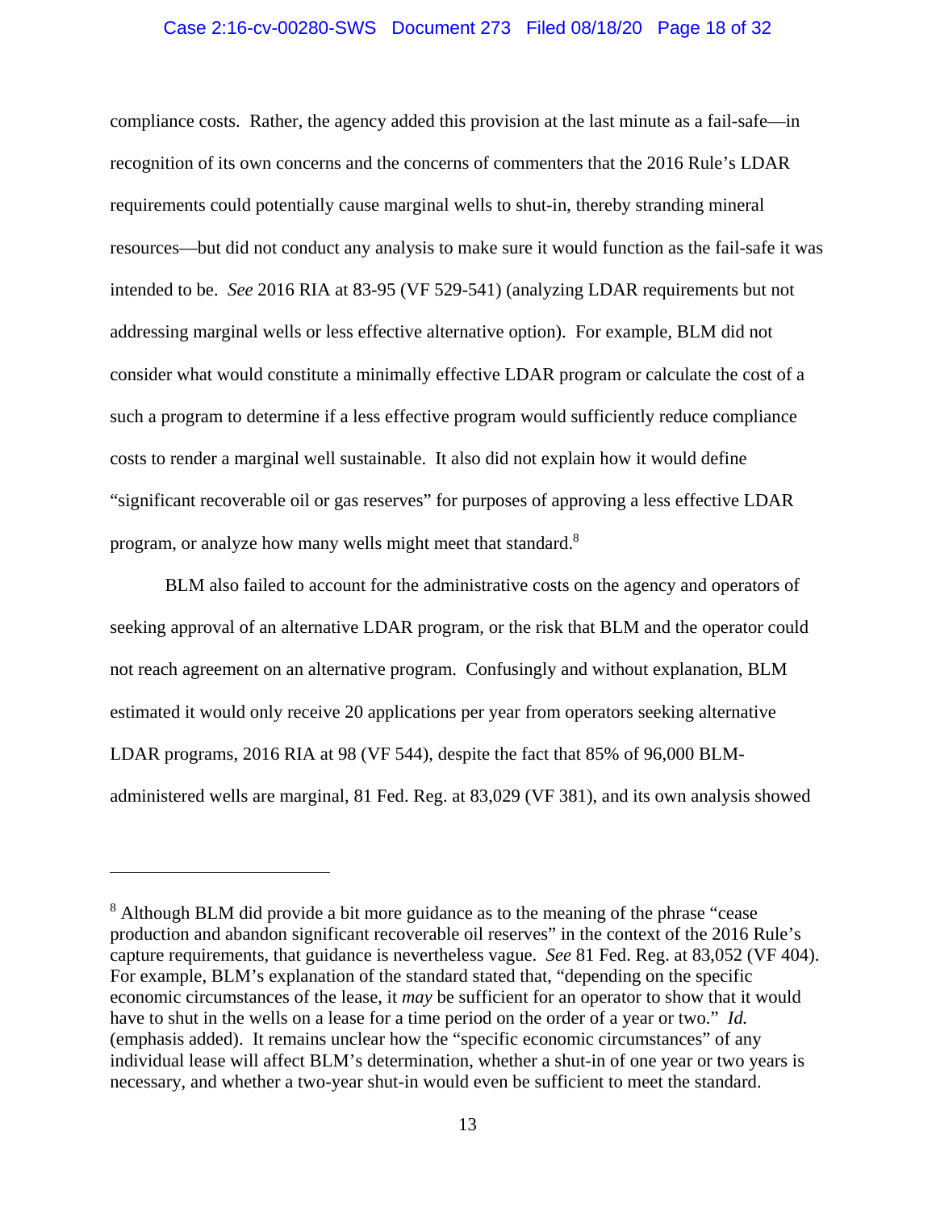compliance costs. Rather, the agency added this provision at the last minute as a fail-safe—in recognition of its own concerns and the concerns of commenters that the 2016 Rule's LDAR requirements could potentially cause marginal wells to shut-in, thereby stranding mineral resources—but did not conduct any analysis to make sure it would function as the fail-safe it was intended to be. *See* 2016 RIA at 83-95 (VF 529-541) (analyzing LDAR requirements but not addressing marginal wells or less effective alternative option). For example, BLM did not consider what would constitute a minimally effective LDAR program or calculate the cost of a such a program to determine if a less effective program would sufficiently reduce compliance costs to render a marginal well sustainable. It also did not explain how it would define "significant recoverable oil or gas reserves" for purposes of approving a less effective LDAR program, or analyze how many wells might meet that standard.[8]

BLM also failed to account for the administrative costs on the agency and operators of seeking approval of an alternative LDAR program, or the risk that BLM and the operator could not reach agreement on an alternative program. Confusingly and without explanation, BLM estimated it would only receive 20 applications per year from operators seeking alternative LDAR programs, 2016 RIA at 98 (VF 544), despite the fact that 85% of 96,000 BLM-administered wells are marginal, 81 Fed. Reg. at 83,029 (VF 381), and its own analysis showed

---

[8] Although BLM did provide a bit more guidance as to the meaning of the phrase "cease production and abandon significant recoverable oil reserves" in the context of the 2016 Rule's capture requirements, that guidance is nevertheless vague. *See* 81 Fed. Reg. at 83,052 (VF 404). For example, BLM's explanation of the standard stated that, "depending on the specific economic circumstances of the lease, it *may* be sufficient for an operator to show that it would have to shut in the wells on a lease for a time period on the order of a year or two." *Id.* (emphasis added). It remains unclear how the "specific economic circumstances" of any individual lease will affect BLM's determination, whether a shut-in of one year or two years is necessary, and whether a two-year shut-in would even be sufficient to meet the standard.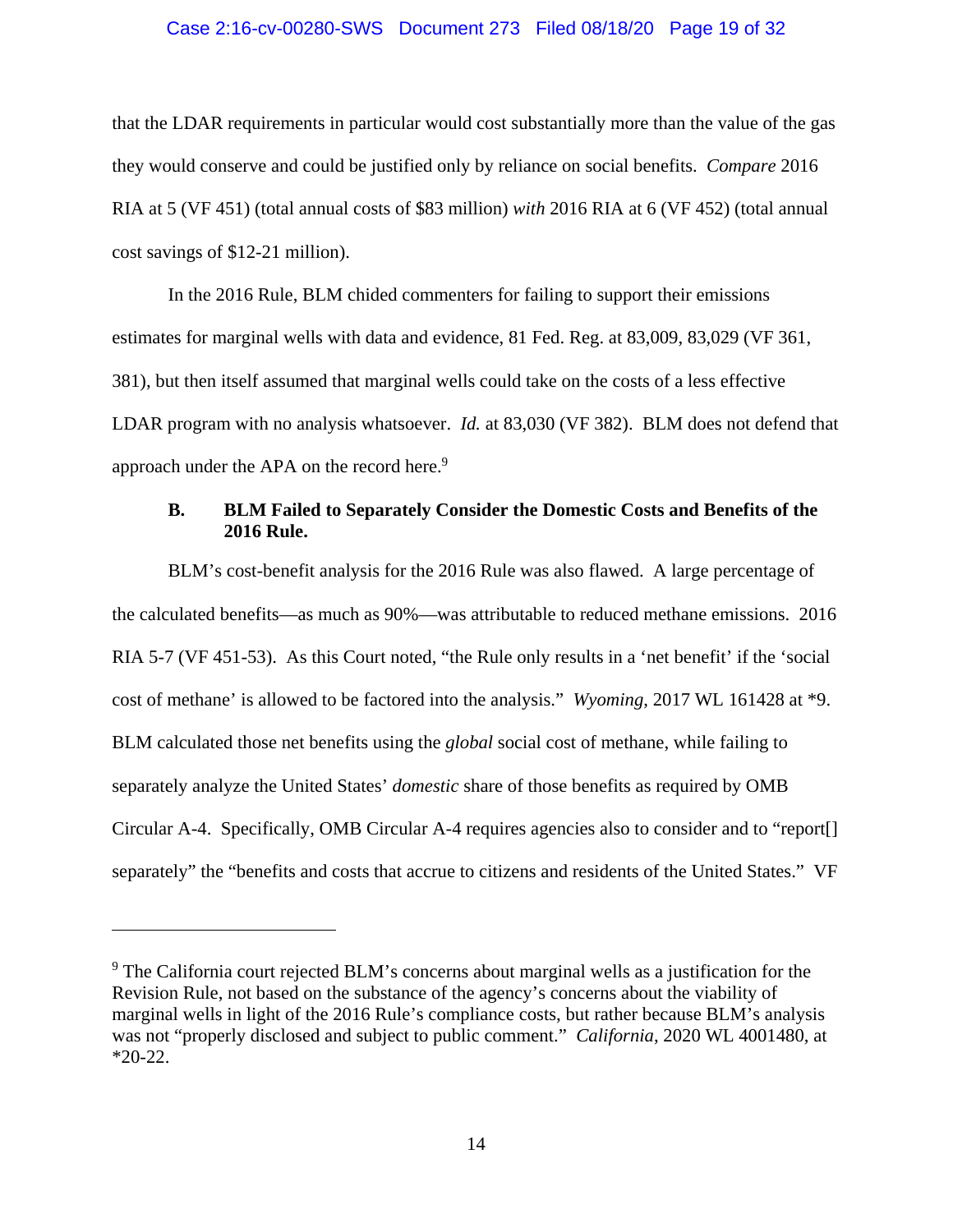that the LDAR requirements in particular would cost substantially more than the value of the gas they would conserve and could be justified only by reliance on social benefits. *Compare* 2016 RIA at 5 (VF 451) (total annual costs of $83 million) *with* 2016 RIA at 6 (VF 452) (total annual cost savings of $12-21 million).

In the 2016 Rule, BLM chided commenters for failing to support their emissions estimates for marginal wells with data and evidence, 81 Fed. Reg. at 83,009, 83,029 (VF 361, 381), but then itself assumed that marginal wells could take on the costs of a less effective LDAR program with no analysis whatsoever. *Id.* at 83,030 (VF 382). BLM does not defend that approach under the APA on the record here.[9]

### B. BLM Failed to Separately Consider the Domestic Costs and Benefits of the 2016 Rule.

BLM's cost-benefit analysis for the 2016 Rule was also flawed. A large percentage of the calculated benefits—as much as 90%—was attributable to reduced methane emissions. 2016 RIA 5-7 (VF 451-53). As this Court noted, "the Rule only results in a 'net benefit' if the 'social cost of methane' is allowed to be factored into the analysis." *Wyoming*, 2017 WL 161428 at *9. BLM calculated those net benefits using the *global* social cost of methane, while failing to separately analyze the United States' *domestic* share of those benefits as required by OMB Circular A-4. Specifically, OMB Circular A-4 requires agencies also to consider and to "report[] separately" the "benefits and costs that accrue to citizens and residents of the United States." VF

[9] The California court rejected BLM's concerns about marginal wells as a justification for the Revision Rule, not based on the substance of the agency's concerns about the viability of marginal wells in light of the 2016 Rule's compliance costs, but rather because BLM's analysis was not "properly disclosed and subject to public comment." *California*, 2020 WL 4001480, at *20-22.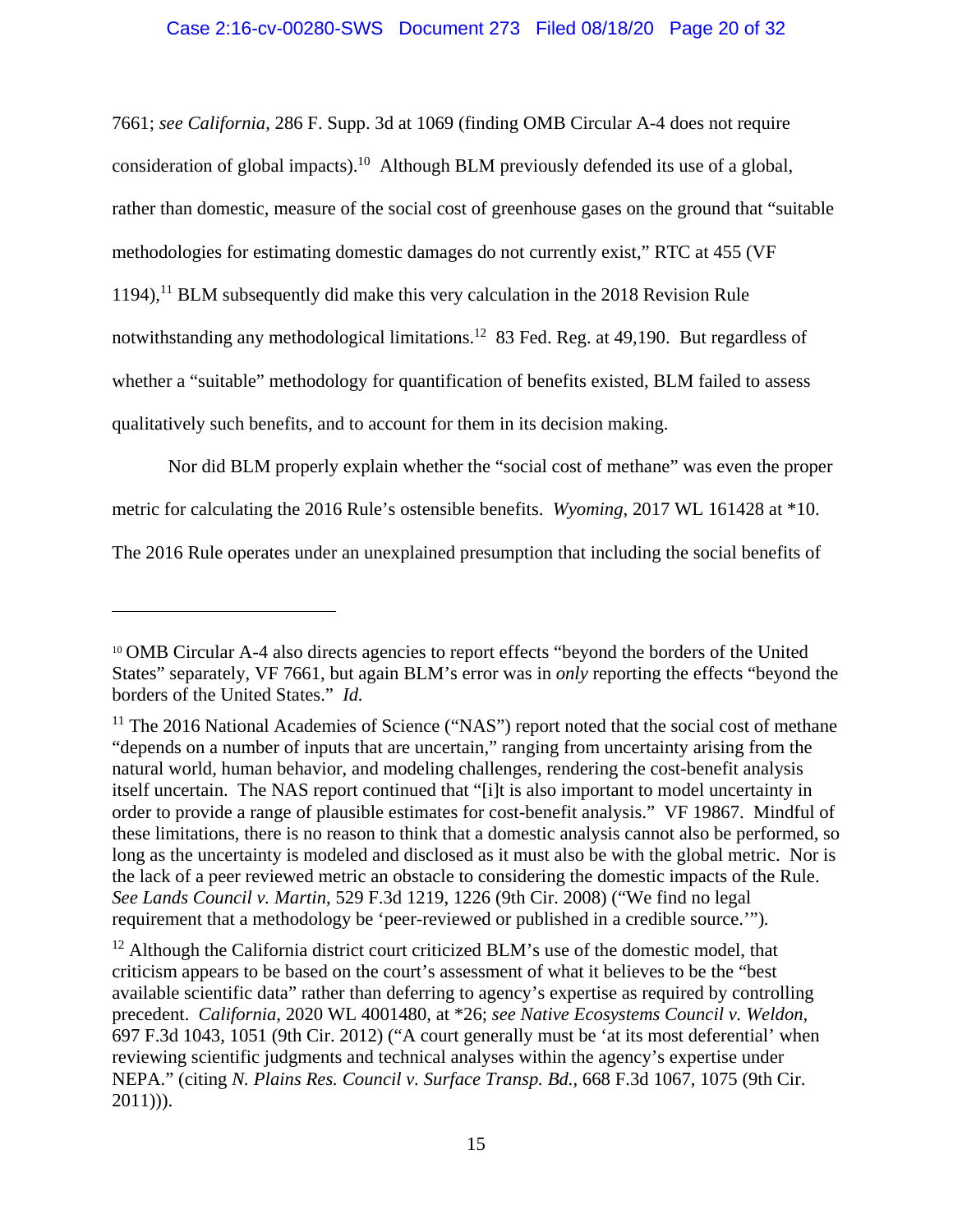7661; *see California*, 286 F. Supp. 3d at 1069 (finding OMB Circular A-4 does not require consideration of global impacts).[10] Although BLM previously defended its use of a global, rather than domestic, measure of the social cost of greenhouse gases on the ground that "suitable methodologies for estimating domestic damages do not currently exist," RTC at 455 (VF 1194),[11] BLM subsequently did make this very calculation in the 2018 Revision Rule notwithstanding any methodological limitations.[12] 83 Fed. Reg. at 49,190. But regardless of whether a "suitable" methodology for quantification of benefits existed, BLM failed to assess qualitatively such benefits, and to account for them in its decision making.

Nor did BLM properly explain whether the "social cost of methane" was even the proper metric for calculating the 2016 Rule's ostensible benefits. *Wyoming*, 2017 WL 161428 at *10. The 2016 Rule operates under an unexplained presumption that including the social benefits of

---

[10] OMB Circular A-4 also directs agencies to report effects "beyond the borders of the United States" separately, VF 7661, but again BLM's error was in *only* reporting the effects "beyond the borders of the United States." *Id.*

[11] The 2016 National Academies of Science ("NAS") report noted that the social cost of methane "depends on a number of inputs that are uncertain," ranging from uncertainty arising from the natural world, human behavior, and modeling challenges, rendering the cost-benefit analysis itself uncertain. The NAS report continued that "[i]t is also important to model uncertainty in order to provide a range of plausible estimates for cost-benefit analysis." VF 19867. Mindful of these limitations, there is no reason to think that a domestic analysis cannot also be performed, so long as the uncertainty is modeled and disclosed as it must also be with the global metric. Nor is the lack of a peer reviewed metric an obstacle to considering the domestic impacts of the Rule. *See Lands Council v. Martin*, 529 F.3d 1219, 1226 (9th Cir. 2008) ("We find no legal requirement that a methodology be 'peer-reviewed or published in a credible source.'").

[12] Although the California district court criticized BLM's use of the domestic model, that criticism appears to be based on the court's assessment of what it believes to be the "best available scientific data" rather than deferring to agency's expertise as required by controlling precedent. *California*, 2020 WL 4001480, at *26; *see Native Ecosystems Council v. Weldon*, 697 F.3d 1043, 1051 (9th Cir. 2012) ("A court generally must be 'at its most deferential' when reviewing scientific judgments and technical analyses within the agency's expertise under NEPA." (citing *N. Plains Res. Council v. Surface Transp. Bd.*, 668 F.3d 1067, 1075 (9th Cir. 2011))).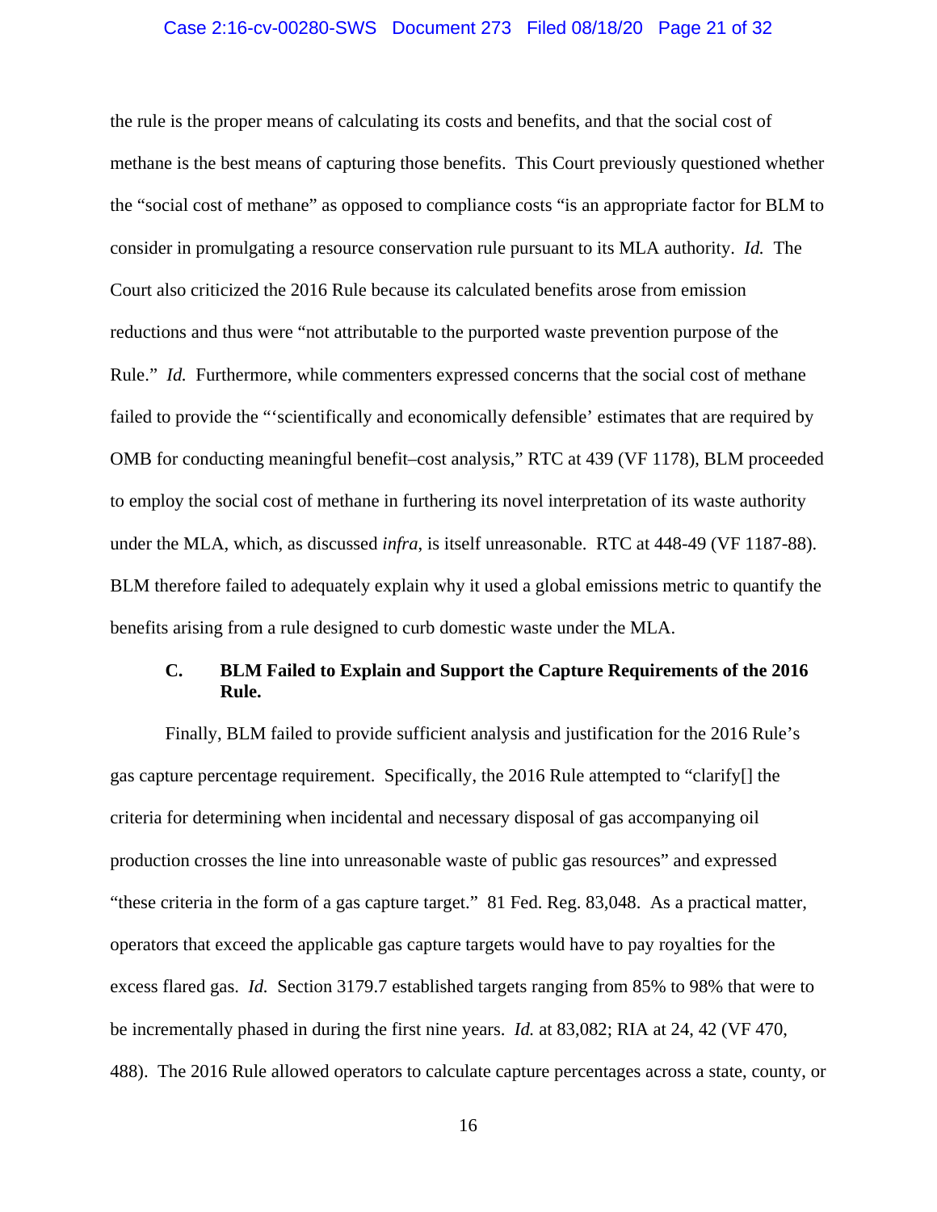the rule is the proper means of calculating its costs and benefits, and that the social cost of methane is the best means of capturing those benefits. This Court previously questioned whether the "social cost of methane" as opposed to compliance costs "is an appropriate factor for BLM to consider in promulgating a resource conservation rule pursuant to its MLA authority. *Id.* The Court also criticized the 2016 Rule because its calculated benefits arose from emission reductions and thus were "not attributable to the purported waste prevention purpose of the Rule." *Id.* Furthermore, while commenters expressed concerns that the social cost of methane failed to provide the "'scientifically and economically defensible' estimates that are required by OMB for conducting meaningful benefit–cost analysis," RTC at 439 (VF 1178), BLM proceeded to employ the social cost of methane in furthering its novel interpretation of its waste authority under the MLA, which, as discussed *infra*, is itself unreasonable. RTC at 448-49 (VF 1187-88). BLM therefore failed to adequately explain why it used a global emissions metric to quantify the benefits arising from a rule designed to curb domestic waste under the MLA.

### C. BLM Failed to Explain and Support the Capture Requirements of the 2016 Rule.

Finally, BLM failed to provide sufficient analysis and justification for the 2016 Rule's gas capture percentage requirement. Specifically, the 2016 Rule attempted to "clarify[] the criteria for determining when incidental and necessary disposal of gas accompanying oil production crosses the line into unreasonable waste of public gas resources" and expressed "these criteria in the form of a gas capture target." 81 Fed. Reg. 83,048. As a practical matter, operators that exceed the applicable gas capture targets would have to pay royalties for the excess flared gas. *Id.* Section 3179.7 established targets ranging from 85% to 98% that were to be incrementally phased in during the first nine years. *Id.* at 83,082; RIA at 24, 42 (VF 470, 488). The 2016 Rule allowed operators to calculate capture percentages across a state, county, or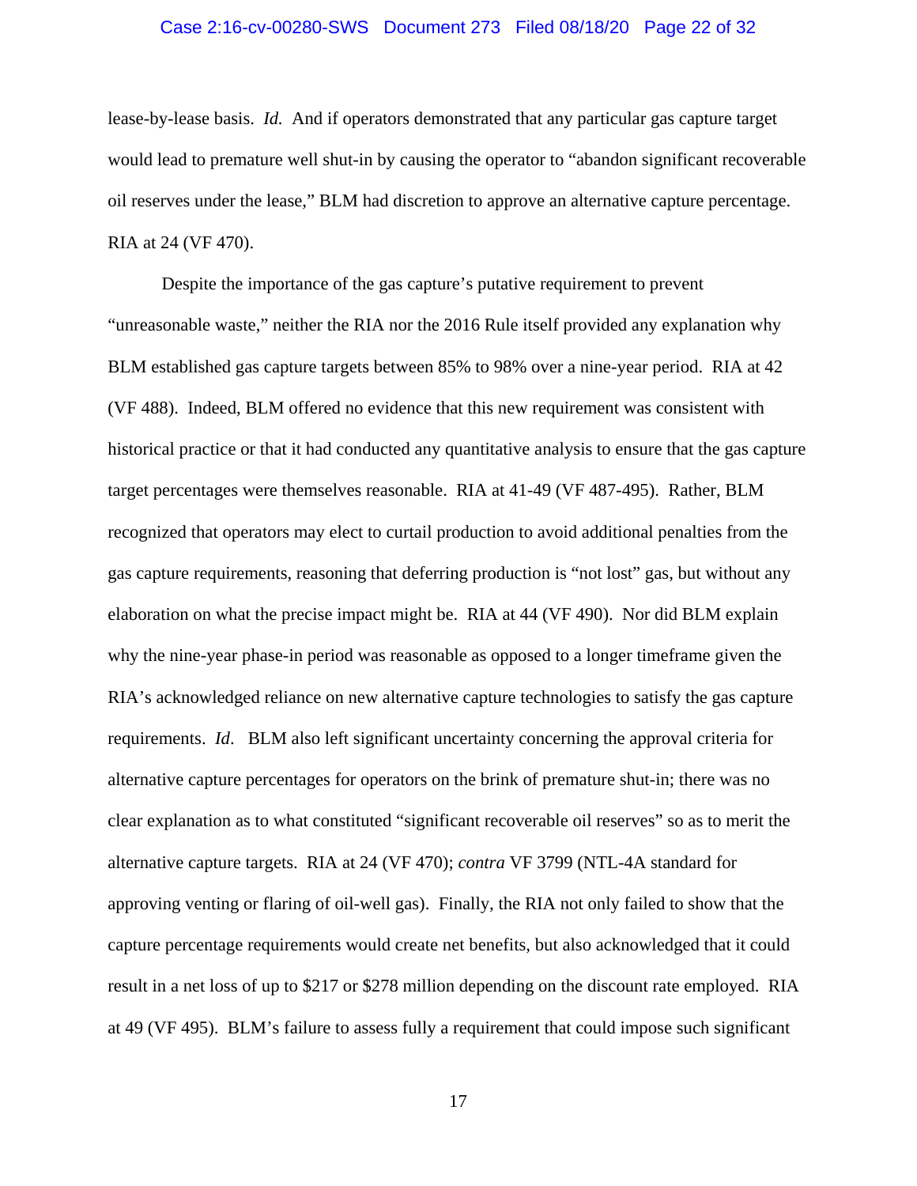lease-by-lease basis. *Id.* And if operators demonstrated that any particular gas capture target would lead to premature well shut-in by causing the operator to "abandon significant recoverable oil reserves under the lease," BLM had discretion to approve an alternative capture percentage. RIA at 24 (VF 470).

Despite the importance of the gas capture's putative requirement to prevent "unreasonable waste," neither the RIA nor the 2016 Rule itself provided any explanation why BLM established gas capture targets between 85% to 98% over a nine-year period. RIA at 42 (VF 488). Indeed, BLM offered no evidence that this new requirement was consistent with historical practice or that it had conducted any quantitative analysis to ensure that the gas capture target percentages were themselves reasonable. RIA at 41-49 (VF 487-495). Rather, BLM recognized that operators may elect to curtail production to avoid additional penalties from the gas capture requirements, reasoning that deferring production is "not lost" gas, but without any elaboration on what the precise impact might be. RIA at 44 (VF 490). Nor did BLM explain why the nine-year phase-in period was reasonable as opposed to a longer timeframe given the RIA's acknowledged reliance on new alternative capture technologies to satisfy the gas capture requirements. *Id*. BLM also left significant uncertainty concerning the approval criteria for alternative capture percentages for operators on the brink of premature shut-in; there was no clear explanation as to what constituted "significant recoverable oil reserves" so as to merit the alternative capture targets. RIA at 24 (VF 470); *contra* VF 3799 (NTL-4A standard for approving venting or flaring of oil-well gas). Finally, the RIA not only failed to show that the capture percentage requirements would create net benefits, but also acknowledged that it could result in a net loss of up to $217 or $278 million depending on the discount rate employed. RIA at 49 (VF 495). BLM's failure to assess fully a requirement that could impose such significant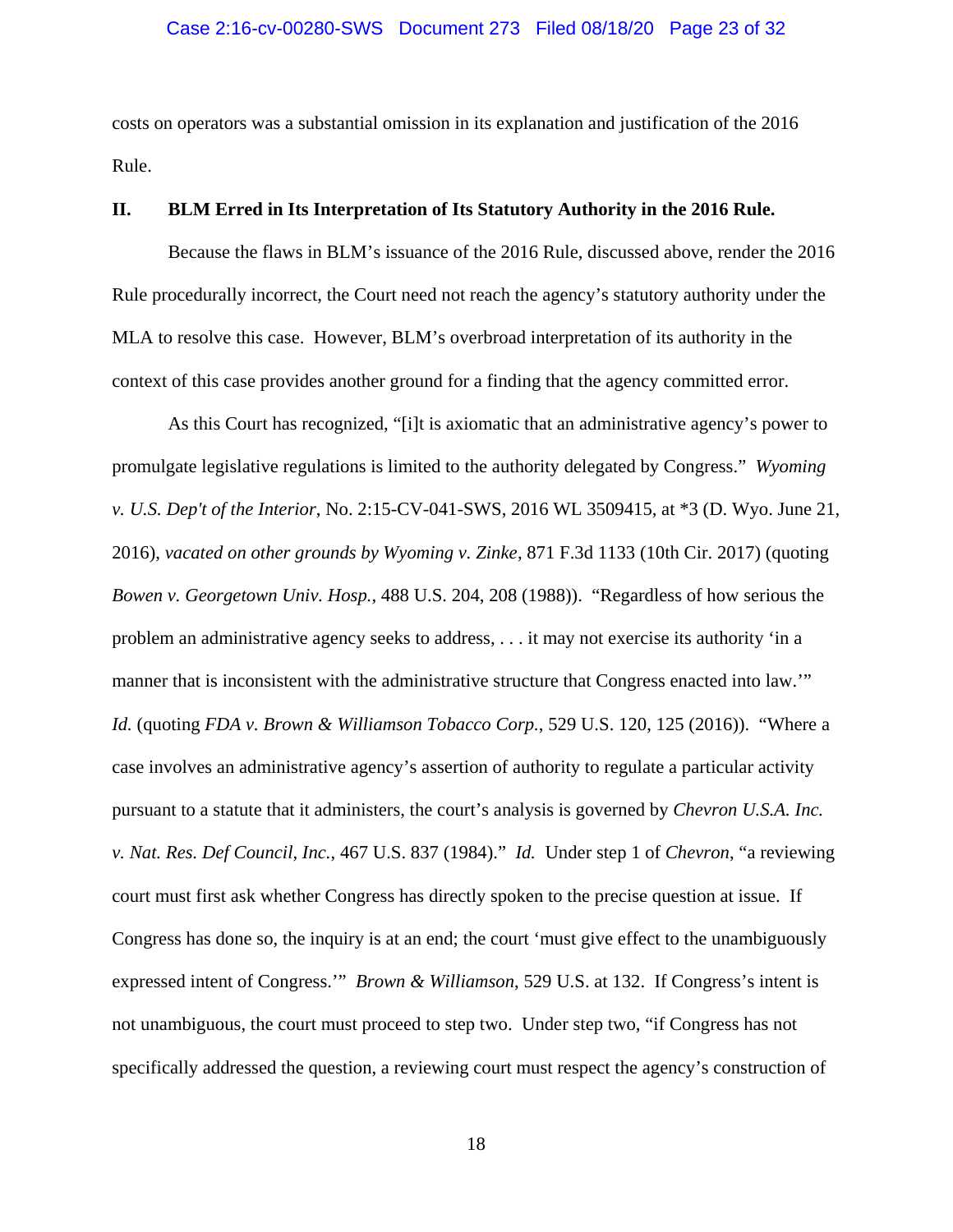costs on operators was a substantial omission in its explanation and justification of the 2016 Rule.

## II. BLM Erred in Its Interpretation of Its Statutory Authority in the 2016 Rule.

Because the flaws in BLM's issuance of the 2016 Rule, discussed above, render the 2016 Rule procedurally incorrect, the Court need not reach the agency's statutory authority under the MLA to resolve this case. However, BLM's overbroad interpretation of its authority in the context of this case provides another ground for a finding that the agency committed error.

As this Court has recognized, "[i]t is axiomatic that an administrative agency's power to promulgate legislative regulations is limited to the authority delegated by Congress." *Wyoming v. U.S. Dep't of the Interior*, No. 2:15-CV-041-SWS, 2016 WL 3509415, at *3 (D. Wyo. June 21, 2016), *vacated on other grounds by Wyoming v. Zinke*, 871 F.3d 1133 (10th Cir. 2017) (quoting *Bowen v. Georgetown Univ. Hosp.*, 488 U.S. 204, 208 (1988)). "Regardless of how serious the problem an administrative agency seeks to address, . . . it may not exercise its authority 'in a manner that is inconsistent with the administrative structure that Congress enacted into law.'" *Id.* (quoting *FDA v. Brown & Williamson Tobacco Corp.*, 529 U.S. 120, 125 (2016)). "Where a case involves an administrative agency's assertion of authority to regulate a particular activity pursuant to a statute that it administers, the court's analysis is governed by *Chevron U.S.A. Inc. v. Nat. Res. Def Council, Inc.*, 467 U.S. 837 (1984)." *Id.* Under step 1 of *Chevron*, "a reviewing court must first ask whether Congress has directly spoken to the precise question at issue. If Congress has done so, the inquiry is at an end; the court 'must give effect to the unambiguously expressed intent of Congress.'" *Brown & Williamson*, 529 U.S. at 132. If Congress's intent is not unambiguous, the court must proceed to step two. Under step two, "if Congress has not specifically addressed the question, a reviewing court must respect the agency's construction of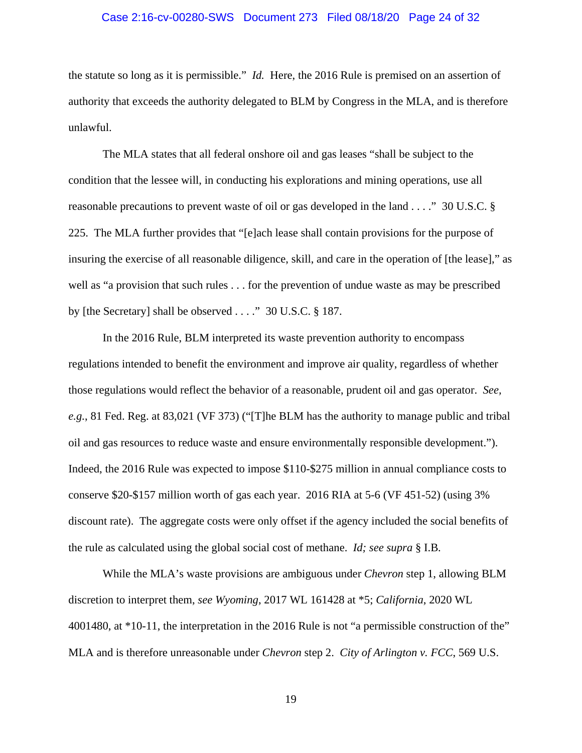the statute so long as it is permissible." *Id.* Here, the 2016 Rule is premised on an assertion of authority that exceeds the authority delegated to BLM by Congress in the MLA, and is therefore unlawful.

The MLA states that all federal onshore oil and gas leases "shall be subject to the condition that the lessee will, in conducting his explorations and mining operations, use all reasonable precautions to prevent waste of oil or gas developed in the land . . . ." 30 U.S.C. § 225. The MLA further provides that "[e]ach lease shall contain provisions for the purpose of insuring the exercise of all reasonable diligence, skill, and care in the operation of [the lease]," as well as "a provision that such rules . . . for the prevention of undue waste as may be prescribed by [the Secretary] shall be observed . . . ." 30 U.S.C. § 187.

In the 2016 Rule, BLM interpreted its waste prevention authority to encompass regulations intended to benefit the environment and improve air quality, regardless of whether those regulations would reflect the behavior of a reasonable, prudent oil and gas operator. *See, e.g.*, 81 Fed. Reg. at 83,021 (VF 373) ("[T]he BLM has the authority to manage public and tribal oil and gas resources to reduce waste and ensure environmentally responsible development."). Indeed, the 2016 Rule was expected to impose $110-$275 million in annual compliance costs to conserve $20-$157 million worth of gas each year. 2016 RIA at 5-6 (VF 451-52) (using 3% discount rate). The aggregate costs were only offset if the agency included the social benefits of the rule as calculated using the global social cost of methane. *Id; see supra* § I.B.

While the MLA's waste provisions are ambiguous under *Chevron* step 1, allowing BLM discretion to interpret them, *see Wyoming*, 2017 WL 161428 at *5; *California*, 2020 WL 4001480, at *10-11, the interpretation in the 2016 Rule is not "a permissible construction of the" MLA and is therefore unreasonable under *Chevron* step 2. *City of Arlington v. FCC*, 569 U.S.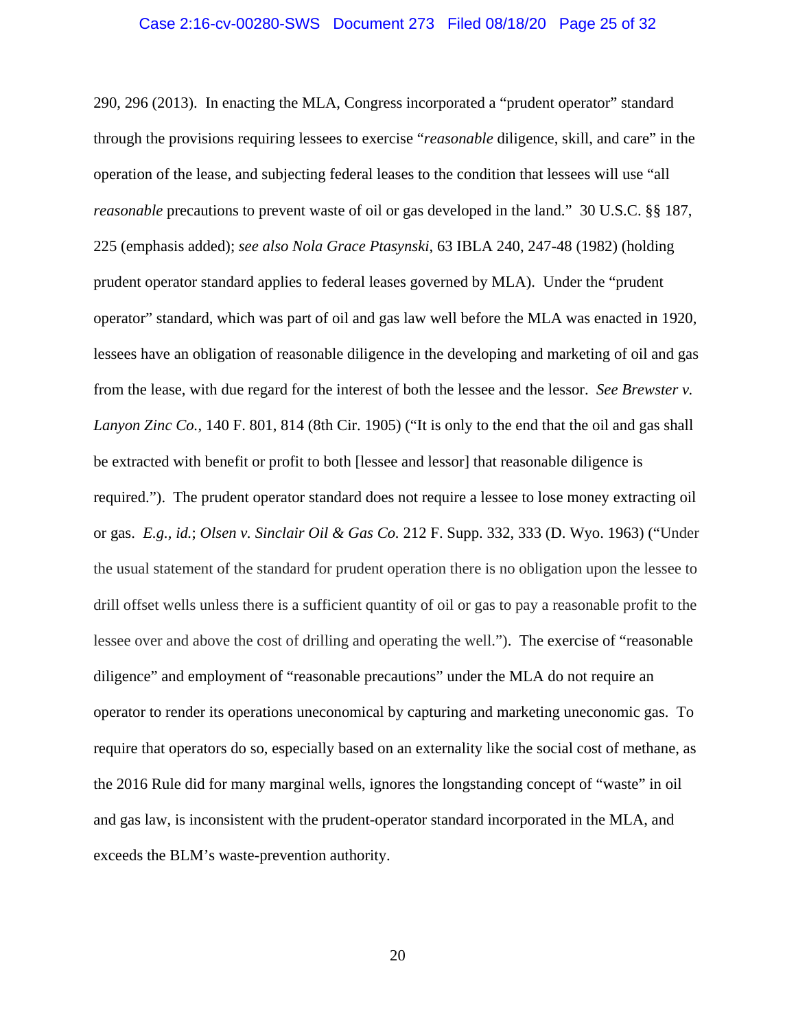290, 296 (2013). In enacting the MLA, Congress incorporated a "prudent operator" standard through the provisions requiring lessees to exercise "*reasonable* diligence, skill, and care" in the operation of the lease, and subjecting federal leases to the condition that lessees will use "all *reasonable* precautions to prevent waste of oil or gas developed in the land." 30 U.S.C. §§ 187, 225 (emphasis added); *see also Nola Grace Ptasynski*, 63 IBLA 240, 247-48 (1982) (holding prudent operator standard applies to federal leases governed by MLA). Under the "prudent operator" standard, which was part of oil and gas law well before the MLA was enacted in 1920, lessees have an obligation of reasonable diligence in the developing and marketing of oil and gas from the lease, with due regard for the interest of both the lessee and the lessor. *See Brewster v. Lanyon Zinc Co.*, 140 F. 801, 814 (8th Cir. 1905) ("It is only to the end that the oil and gas shall be extracted with benefit or profit to both [lessee and lessor] that reasonable diligence is required."). The prudent operator standard does not require a lessee to lose money extracting oil or gas. *E.g.*, *id.*; *Olsen v. Sinclair Oil & Gas Co.* 212 F. Supp. 332, 333 (D. Wyo. 1963) ("Under the usual statement of the standard for prudent operation there is no obligation upon the lessee to drill offset wells unless there is a sufficient quantity of oil or gas to pay a reasonable profit to the lessee over and above the cost of drilling and operating the well."). The exercise of "reasonable diligence" and employment of "reasonable precautions" under the MLA do not require an operator to render its operations uneconomical by capturing and marketing uneconomic gas. To require that operators do so, especially based on an externality like the social cost of methane, as the 2016 Rule did for many marginal wells, ignores the longstanding concept of "waste" in oil and gas law, is inconsistent with the prudent-operator standard incorporated in the MLA, and exceeds the BLM's waste-prevention authority.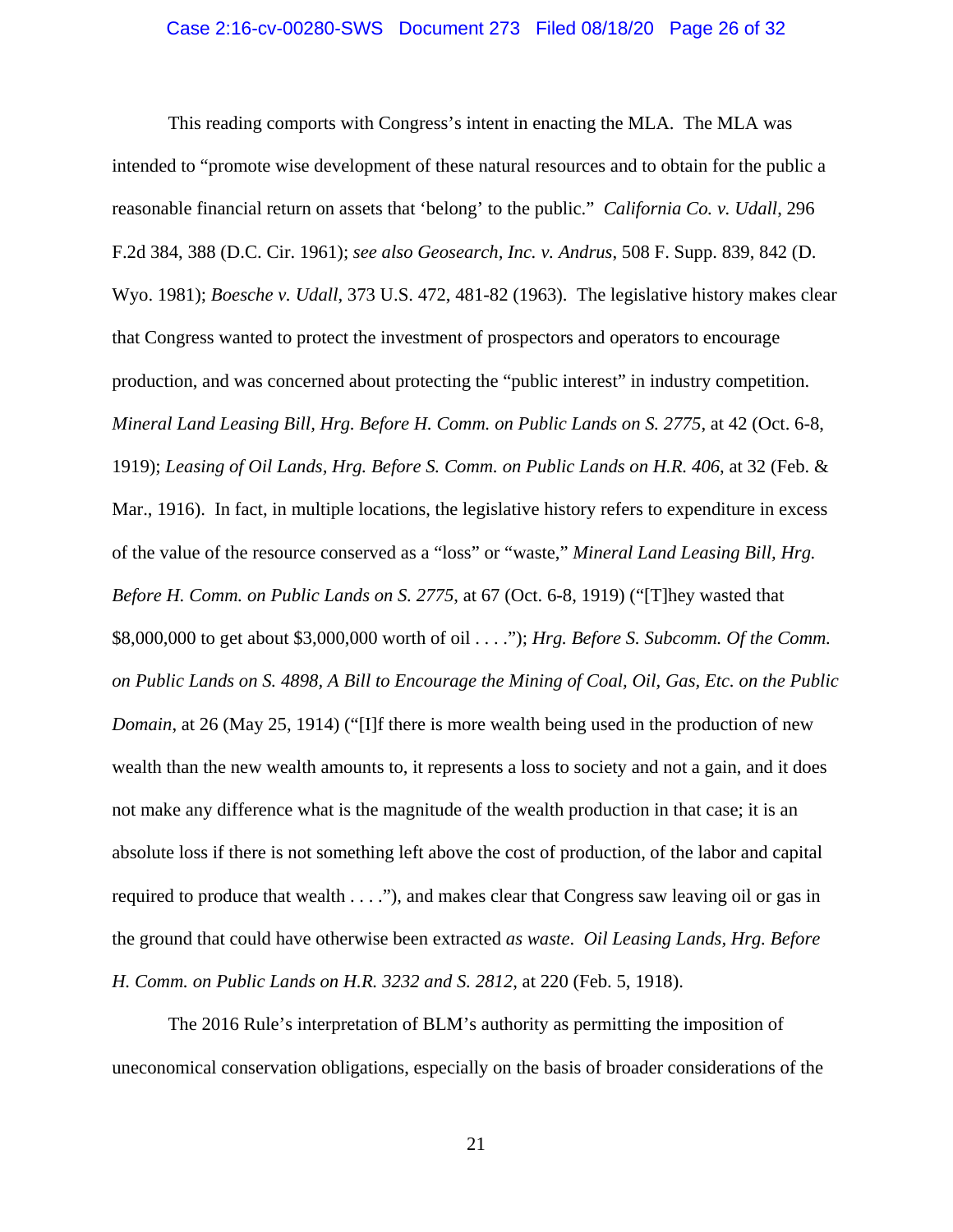This reading comports with Congress's intent in enacting the MLA. The MLA was intended to "promote wise development of these natural resources and to obtain for the public a reasonable financial return on assets that 'belong' to the public." *California Co. v. Udall*, 296 F.2d 384, 388 (D.C. Cir. 1961); *see also Geosearch, Inc. v. Andrus*, 508 F. Supp. 839, 842 (D. Wyo. 1981); *Boesche v. Udall*, 373 U.S. 472, 481-82 (1963). The legislative history makes clear that Congress wanted to protect the investment of prospectors and operators to encourage production, and was concerned about protecting the "public interest" in industry competition. *Mineral Land Leasing Bill, Hrg. Before H. Comm. on Public Lands on S. 2775*, at 42 (Oct. 6-8, 1919); *Leasing of Oil Lands, Hrg. Before S. Comm. on Public Lands on H.R. 406*, at 32 (Feb. & Mar., 1916). In fact, in multiple locations, the legislative history refers to expenditure in excess of the value of the resource conserved as a "loss" or "waste," *Mineral Land Leasing Bill, Hrg. Before H. Comm. on Public Lands on S. 2775*, at 67 (Oct. 6-8, 1919) ("[T]hey wasted that $8,000,000 to get about $3,000,000 worth of oil . . . ."); *Hrg. Before S. Subcomm. Of the Comm. on Public Lands on S. 4898, A Bill to Encourage the Mining of Coal, Oil, Gas, Etc. on the Public Domain*, at 26 (May 25, 1914) ("[I]f there is more wealth being used in the production of new wealth than the new wealth amounts to, it represents a loss to society and not a gain, and it does not make any difference what is the magnitude of the wealth production in that case; it is an absolute loss if there is not something left above the cost of production, of the labor and capital required to produce that wealth . . . ."), and makes clear that Congress saw leaving oil or gas in the ground that could have otherwise been extracted *as waste*. *Oil Leasing Lands, Hrg. Before H. Comm. on Public Lands on H.R. 3232 and S. 2812*, at 220 (Feb. 5, 1918).

The 2016 Rule's interpretation of BLM's authority as permitting the imposition of uneconomical conservation obligations, especially on the basis of broader considerations of the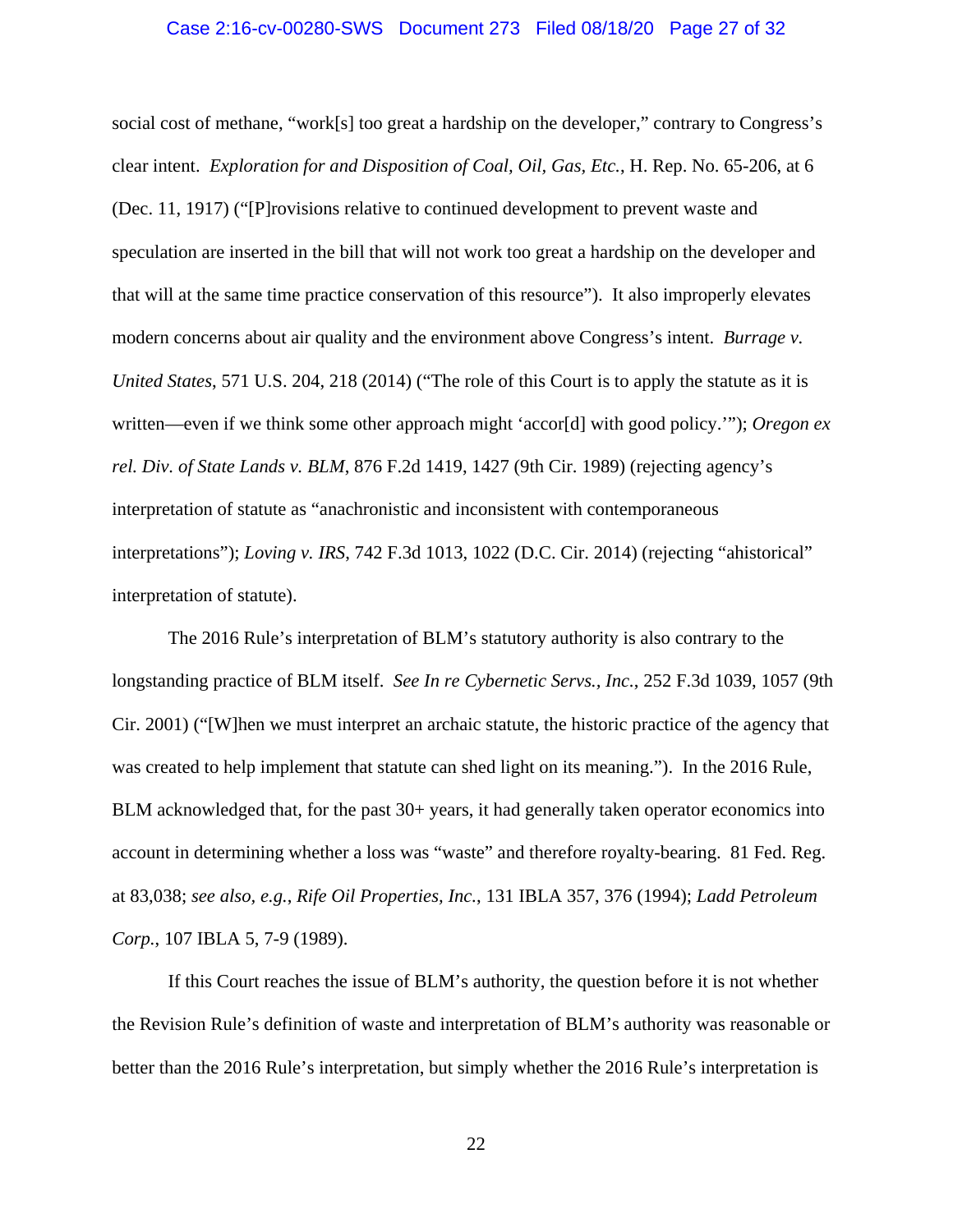social cost of methane, "work[s] too great a hardship on the developer," contrary to Congress's clear intent. *Exploration for and Disposition of Coal, Oil, Gas, Etc.*, H. Rep. No. 65-206, at 6 (Dec. 11, 1917) ("[P]rovisions relative to continued development to prevent waste and speculation are inserted in the bill that will not work too great a hardship on the developer and that will at the same time practice conservation of this resource"). It also improperly elevates modern concerns about air quality and the environment above Congress's intent. *Burrage v. United States*, 571 U.S. 204, 218 (2014) ("The role of this Court is to apply the statute as it is written—even if we think some other approach might 'accor[d] with good policy.'"); *Oregon ex rel. Div. of State Lands v. BLM*, 876 F.2d 1419, 1427 (9th Cir. 1989) (rejecting agency's interpretation of statute as "anachronistic and inconsistent with contemporaneous interpretations"); *Loving v. IRS*, 742 F.3d 1013, 1022 (D.C. Cir. 2014) (rejecting "ahistorical" interpretation of statute).

The 2016 Rule's interpretation of BLM's statutory authority is also contrary to the longstanding practice of BLM itself. *See In re Cybernetic Servs., Inc.*, 252 F.3d 1039, 1057 (9th Cir. 2001) ("[W]hen we must interpret an archaic statute, the historic practice of the agency that was created to help implement that statute can shed light on its meaning."). In the 2016 Rule, BLM acknowledged that, for the past 30+ years, it had generally taken operator economics into account in determining whether a loss was "waste" and therefore royalty-bearing. 81 Fed. Reg. at 83,038; *see also, e.g.*, *Rife Oil Properties, Inc.*, 131 IBLA 357, 376 (1994); *Ladd Petroleum Corp.*, 107 IBLA 5, 7-9 (1989).

If this Court reaches the issue of BLM's authority, the question before it is not whether the Revision Rule's definition of waste and interpretation of BLM's authority was reasonable or better than the 2016 Rule's interpretation, but simply whether the 2016 Rule's interpretation is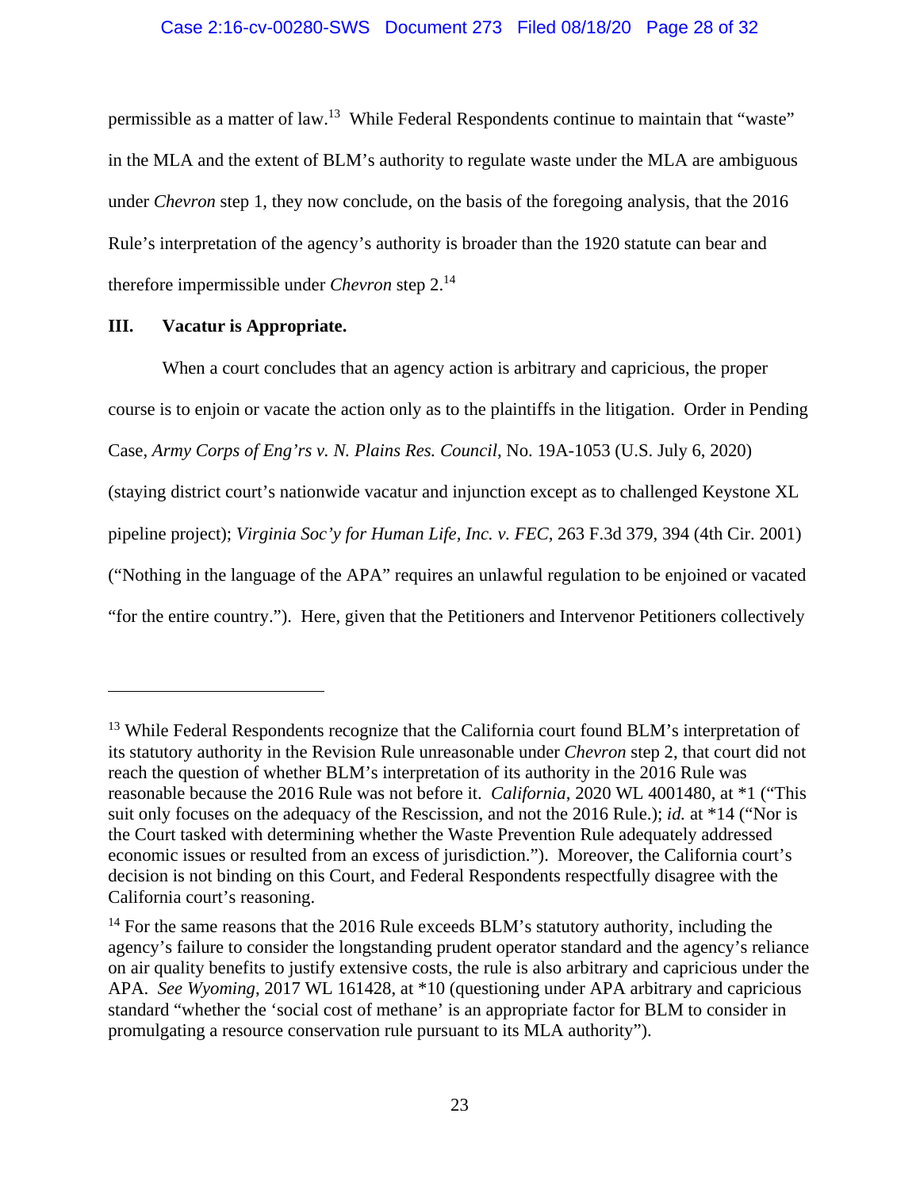permissible as a matter of law.[13] While Federal Respondents continue to maintain that "waste" in the MLA and the extent of BLM's authority to regulate waste under the MLA are ambiguous under *Chevron* step 1, they now conclude, on the basis of the foregoing analysis, that the 2016 Rule's interpretation of the agency's authority is broader than the 1920 statute can bear and therefore impermissible under *Chevron* step 2.[14]

## III. Vacatur is Appropriate.

When a court concludes that an agency action is arbitrary and capricious, the proper course is to enjoin or vacate the action only as to the plaintiffs in the litigation. Order in Pending Case, *Army Corps of Eng'rs v. N. Plains Res. Council*, No. 19A-1053 (U.S. July 6, 2020) (staying district court's nationwide vacatur and injunction except as to challenged Keystone XL pipeline project); *Virginia Soc'y for Human Life, Inc. v. FEC*, 263 F.3d 379, 394 (4th Cir. 2001) ("Nothing in the language of the APA" requires an unlawful regulation to be enjoined or vacated "for the entire country."). Here, given that the Petitioners and Intervenor Petitioners collectively

---

[13] While Federal Respondents recognize that the California court found BLM's interpretation of its statutory authority in the Revision Rule unreasonable under *Chevron* step 2, that court did not reach the question of whether BLM's interpretation of its authority in the 2016 Rule was reasonable because the 2016 Rule was not before it. *California*, 2020 WL 4001480, at *1 ("This suit only focuses on the adequacy of the Rescission, and not the 2016 Rule.); *id.* at *14 ("Nor is the Court tasked with determining whether the Waste Prevention Rule adequately addressed economic issues or resulted from an excess of jurisdiction."). Moreover, the California court's decision is not binding on this Court, and Federal Respondents respectfully disagree with the California court's reasoning.

[14] For the same reasons that the 2016 Rule exceeds BLM's statutory authority, including the agency's failure to consider the longstanding prudent operator standard and the agency's reliance on air quality benefits to justify extensive costs, the rule is also arbitrary and capricious under the APA. *See Wyoming*, 2017 WL 161428, at *10 (questioning under APA arbitrary and capricious standard "whether the 'social cost of methane' is an appropriate factor for BLM to consider in promulgating a resource conservation rule pursuant to its MLA authority").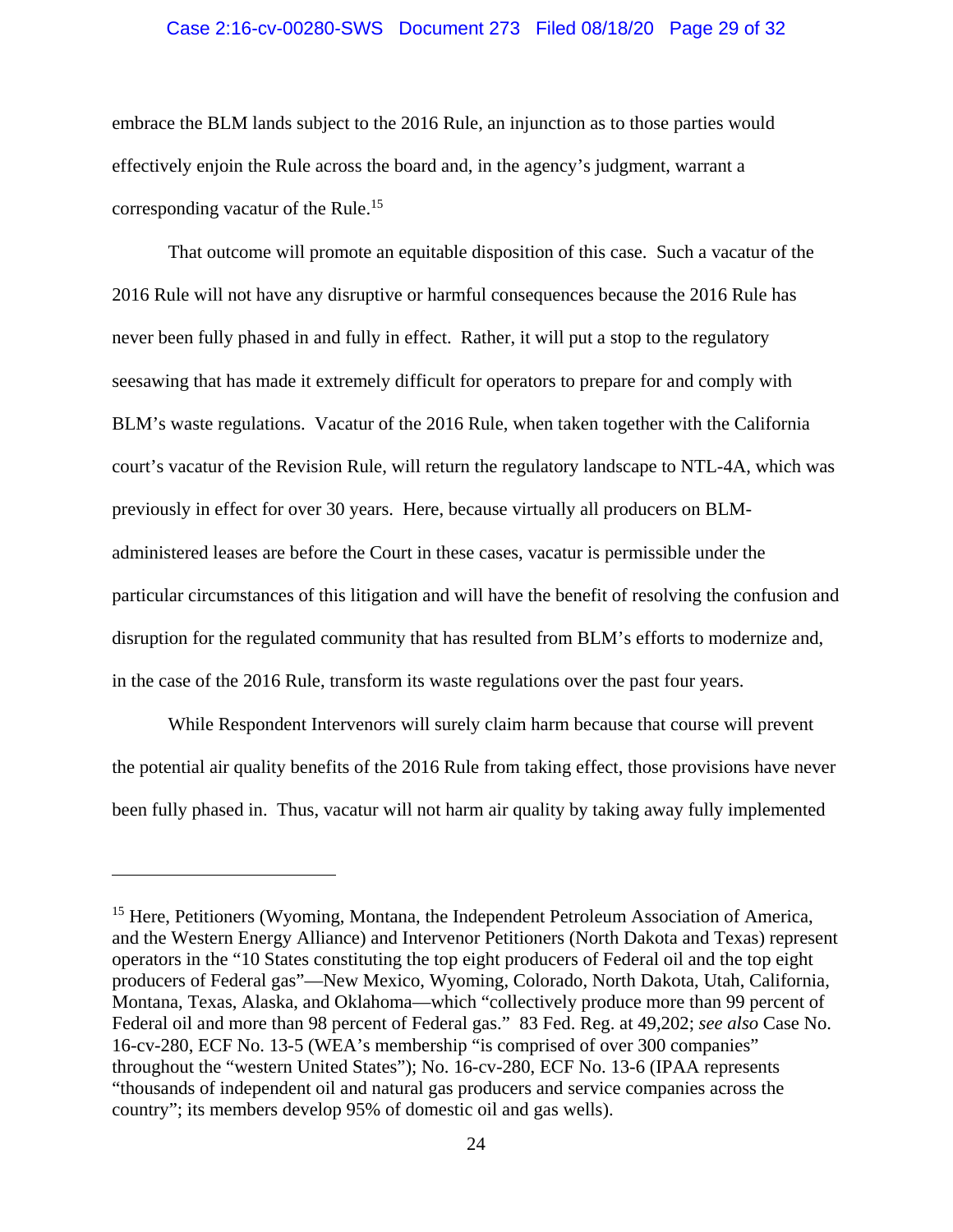embrace the BLM lands subject to the 2016 Rule, an injunction as to those parties would effectively enjoin the Rule across the board and, in the agency's judgment, warrant a corresponding vacatur of the Rule.[15]

That outcome will promote an equitable disposition of this case. Such a vacatur of the 2016 Rule will not have any disruptive or harmful consequences because the 2016 Rule has never been fully phased in and fully in effect. Rather, it will put a stop to the regulatory seesawing that has made it extremely difficult for operators to prepare for and comply with BLM's waste regulations. Vacatur of the 2016 Rule, when taken together with the California court's vacatur of the Revision Rule, will return the regulatory landscape to NTL-4A, which was previously in effect for over 30 years. Here, because virtually all producers on BLM-administered leases are before the Court in these cases, vacatur is permissible under the particular circumstances of this litigation and will have the benefit of resolving the confusion and disruption for the regulated community that has resulted from BLM's efforts to modernize and, in the case of the 2016 Rule, transform its waste regulations over the past four years.

While Respondent Intervenors will surely claim harm because that course will prevent the potential air quality benefits of the 2016 Rule from taking effect, those provisions have never been fully phased in. Thus, vacatur will not harm air quality by taking away fully implemented

---

[15] Here, Petitioners (Wyoming, Montana, the Independent Petroleum Association of America, and the Western Energy Alliance) and Intervenor Petitioners (North Dakota and Texas) represent operators in the "10 States constituting the top eight producers of Federal oil and the top eight producers of Federal gas"—New Mexico, Wyoming, Colorado, North Dakota, Utah, California, Montana, Texas, Alaska, and Oklahoma—which "collectively produce more than 99 percent of Federal oil and more than 98 percent of Federal gas." 83 Fed. Reg. at 49,202; *see also* Case No. 16-cv-280, ECF No. 13-5 (WEA's membership "is comprised of over 300 companies" throughout the "western United States"); No. 16-cv-280, ECF No. 13-6 (IPAA represents "thousands of independent oil and natural gas producers and service companies across the country"; its members develop 95% of domestic oil and gas wells).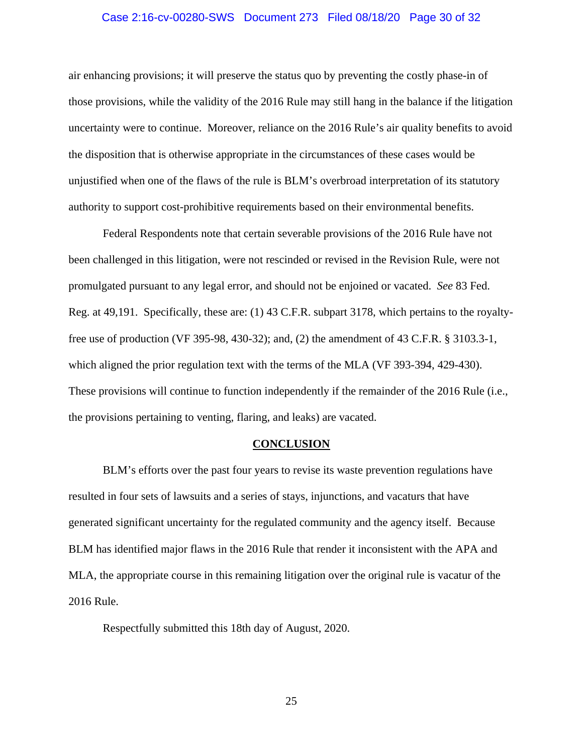air enhancing provisions; it will preserve the status quo by preventing the costly phase-in of those provisions, while the validity of the 2016 Rule may still hang in the balance if the litigation uncertainty were to continue. Moreover, reliance on the 2016 Rule's air quality benefits to avoid the disposition that is otherwise appropriate in the circumstances of these cases would be unjustified when one of the flaws of the rule is BLM's overbroad interpretation of its statutory authority to support cost-prohibitive requirements based on their environmental benefits.

Federal Respondents note that certain severable provisions of the 2016 Rule have not been challenged in this litigation, were not rescinded or revised in the Revision Rule, were not promulgated pursuant to any legal error, and should not be enjoined or vacated. *See* 83 Fed. Reg. at 49,191. Specifically, these are: (1) 43 C.F.R. subpart 3178, which pertains to the royalty-free use of production (VF 395-98, 430-32); and, (2) the amendment of 43 C.F.R. § 3103.3-1, which aligned the prior regulation text with the terms of the MLA (VF 393-394, 429-430). These provisions will continue to function independently if the remainder of the 2016 Rule (i.e., the provisions pertaining to venting, flaring, and leaks) are vacated.

## CONCLUSION

BLM's efforts over the past four years to revise its waste prevention regulations have resulted in four sets of lawsuits and a series of stays, injunctions, and vacaturs that have generated significant uncertainty for the regulated community and the agency itself. Because BLM has identified major flaws in the 2016 Rule that render it inconsistent with the APA and MLA, the appropriate course in this remaining litigation over the original rule is vacatur of the 2016 Rule.

Respectfully submitted this 18th day of August, 2020.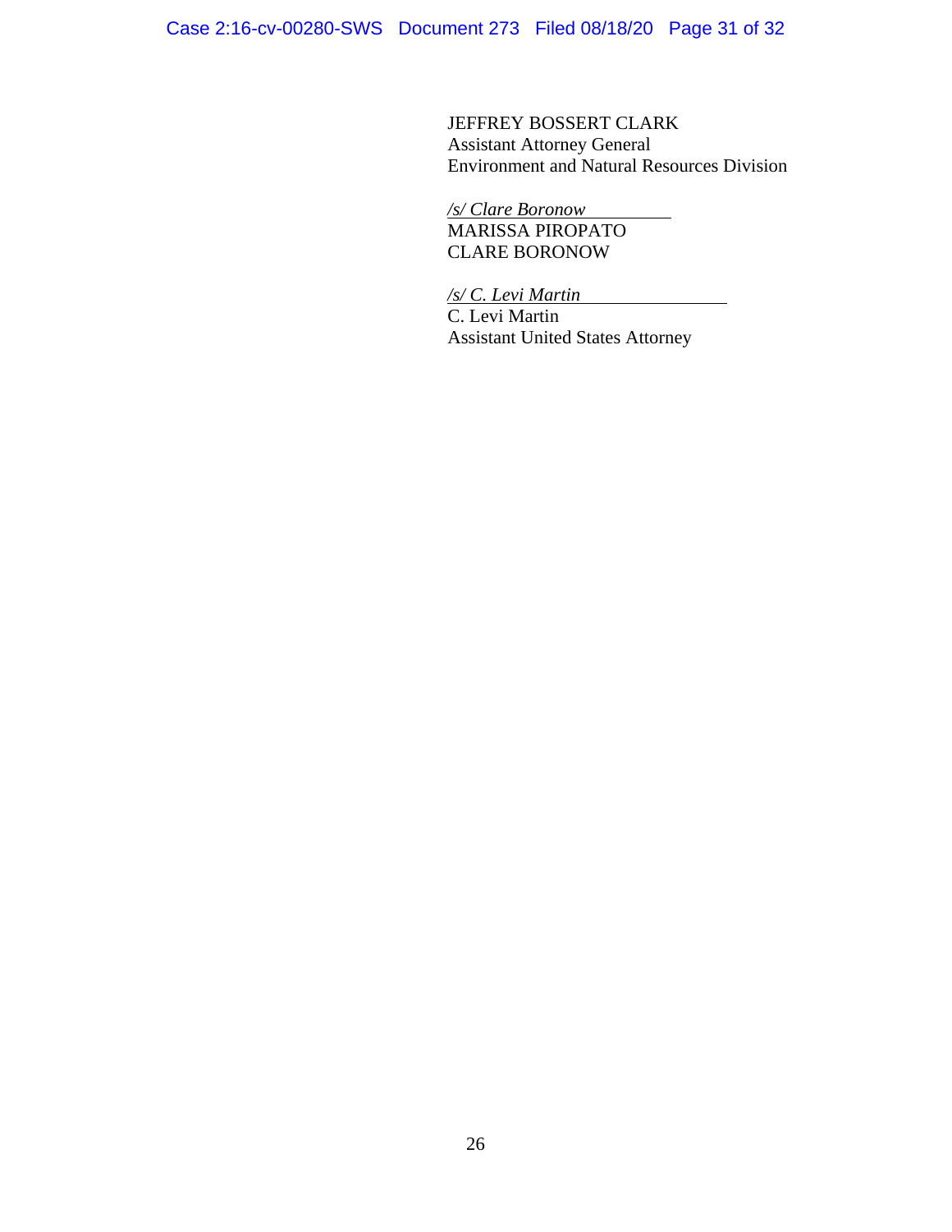JEFFREY BOSSERT CLARK
Assistant Attorney General
Environment and Natural Resources Division

*/s/ Clare Boronow*
MARISSA PIROPATO
CLARE BORONOW

*/s/ C. Levi Martin*
C. Levi Martin
Assistant United States Attorney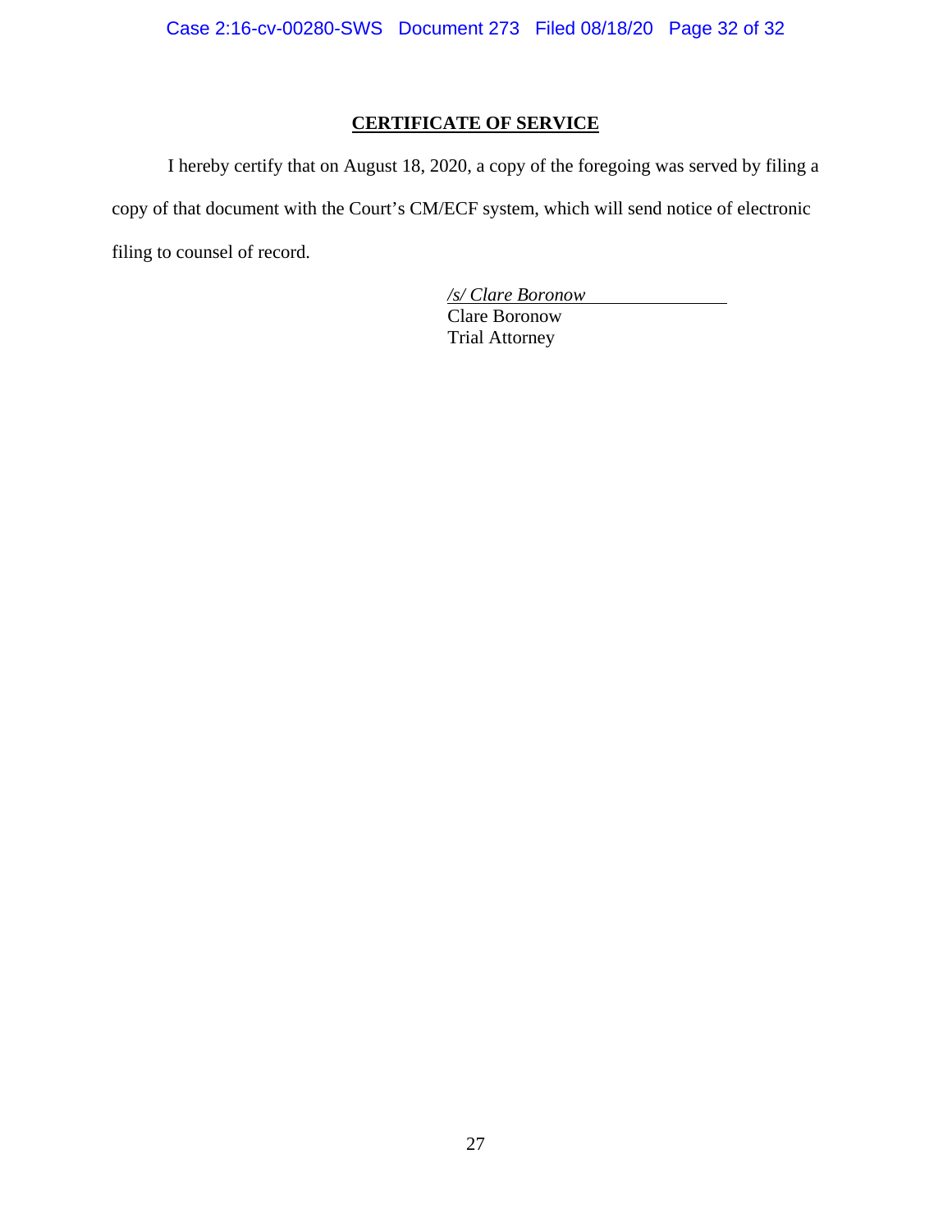## CERTIFICATE OF SERVICE

I hereby certify that on August 18, 2020, a copy of the foregoing was served by filing a copy of that document with the Court's CM/ECF system, which will send notice of electronic filing to counsel of record.

*/s/ Clare Boronow*
Clare Boronow
Trial Attorney